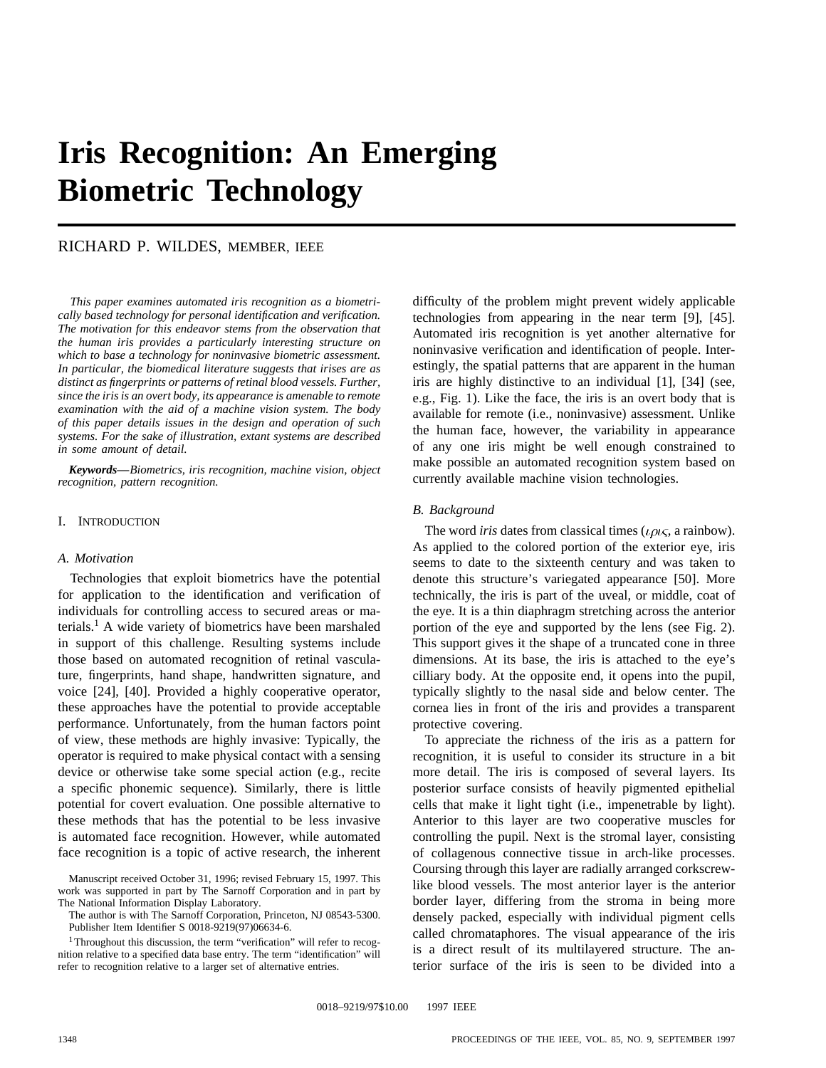# Iris Recognition: An Emerging Biometric Technology

RICHARD P. WILDES, MEMBER, IEEE

*This paper examines automated iris recognition as a biometrically based technology for personal identification and verification. The motivation for this endeavor stems from the observation that the human iris provides a particularly interesting structure on which to base a technology for noninvasive biometric assessment. In particular, the biomedical literature suggests that irises are as distinct as fingerprints or patterns of retinal blood vessels. Further, since the iris is an overt body, its appearance is amenable to remote examination with the aid of a machine vision system. The body of this paper details issues in the design and operation of such systems. For the sake of illustration, extant systems are described in some amount of detail.*

***Keywords*—*Biometrics, iris recognition, machine vision, object recognition, pattern recognition.***

## I. Introduction

### A. Motivation

Technologies that exploit biometrics have the potential for application to the identification and verification of individuals for controlling access to secured areas or materials.[1] A wide variety of biometrics have been marshaled in support of this challenge. Resulting systems include those based on automated recognition of retinal vasculature, fingerprints, hand shape, handwritten signature, and voice [24], [40]. Provided a highly cooperative operator, these approaches have the potential to provide acceptable performance. Unfortunately, from the human factors point of view, these methods are highly invasive: Typically, the operator is required to make physical contact with a sensing device or otherwise take some special action (e.g., recite a specific phonemic sequence). Similarly, there is little potential for covert evaluation. One possible alternative to these methods that has the potential to be less invasive is automated face recognition. However, while automated face recognition is a topic of active research, the inherent difficulty of the problem might prevent widely applicable technologies from appearing in the near term [9], [45]. Automated iris recognition is yet another alternative for noninvasive verification and identification of people. Interestingly, the spatial patterns that are apparent in the human iris are highly distinctive to an individual [1], [34] (see, e.g., Fig. 1). Like the face, the iris is an overt body that is available for remote (i.e., noninvasive) assessment. Unlike the human face, however, the variability in appearance of any one iris might be well enough constrained to make possible an automated recognition system based on currently available machine vision technologies.

Manuscript received October 31, 1996; revised February 15, 1997. This work was supported in part by The Sarnoff Corporation and in part by The National Information Display Laboratory.

The author is with The Sarnoff Corporation, Princeton, NJ 08543-5300.

Publisher Item Identifier S 0018-9219(97)06634-6.

[1] Throughout this discussion, the term "verification" will refer to recognition relative to a specified data base entry. The term "identification" will refer to recognition relative to a larger set of alternative entries.

### B. Background

The word *iris* dates from classical times (ιρις, a rainbow). As applied to the colored portion of the exterior eye, iris seems to date to the sixteenth century and was taken to denote this structure's variegated appearance [50]. More technically, the iris is part of the uveal, or middle, coat of the eye. It is a thin diaphragm stretching across the anterior portion of the eye and supported by the lens (see Fig. 2). This support gives it the shape of a truncated cone in three dimensions. At its base, the iris is attached to the eye's cilliary body. At the opposite end, it opens into the pupil, typically slightly to the nasal side and below center. The cornea lies in front of the iris and provides a transparent protective covering.

To appreciate the richness of the iris as a pattern for recognition, it is useful to consider its structure in a bit more detail. The iris is composed of several layers. Its posterior surface consists of heavily pigmented epithelial cells that make it light tight (i.e., impenetrable by light). Anterior to this layer are two cooperative muscles for controlling the pupil. Next is the stromal layer, consisting of collagenous connective tissue in arch-like processes. Coursing through this layer are radially arranged corkscrew-like blood vessels. The most anterior layer is the anterior border layer, differing from the stroma in being more densely packed, especially with individual pigment cells called chromataphores. The visual appearance of the iris is a direct result of its multilayered structure. The anterior surface of the iris is seen to be divided into a

0018–9219/97$10.00 © 1997 IEEE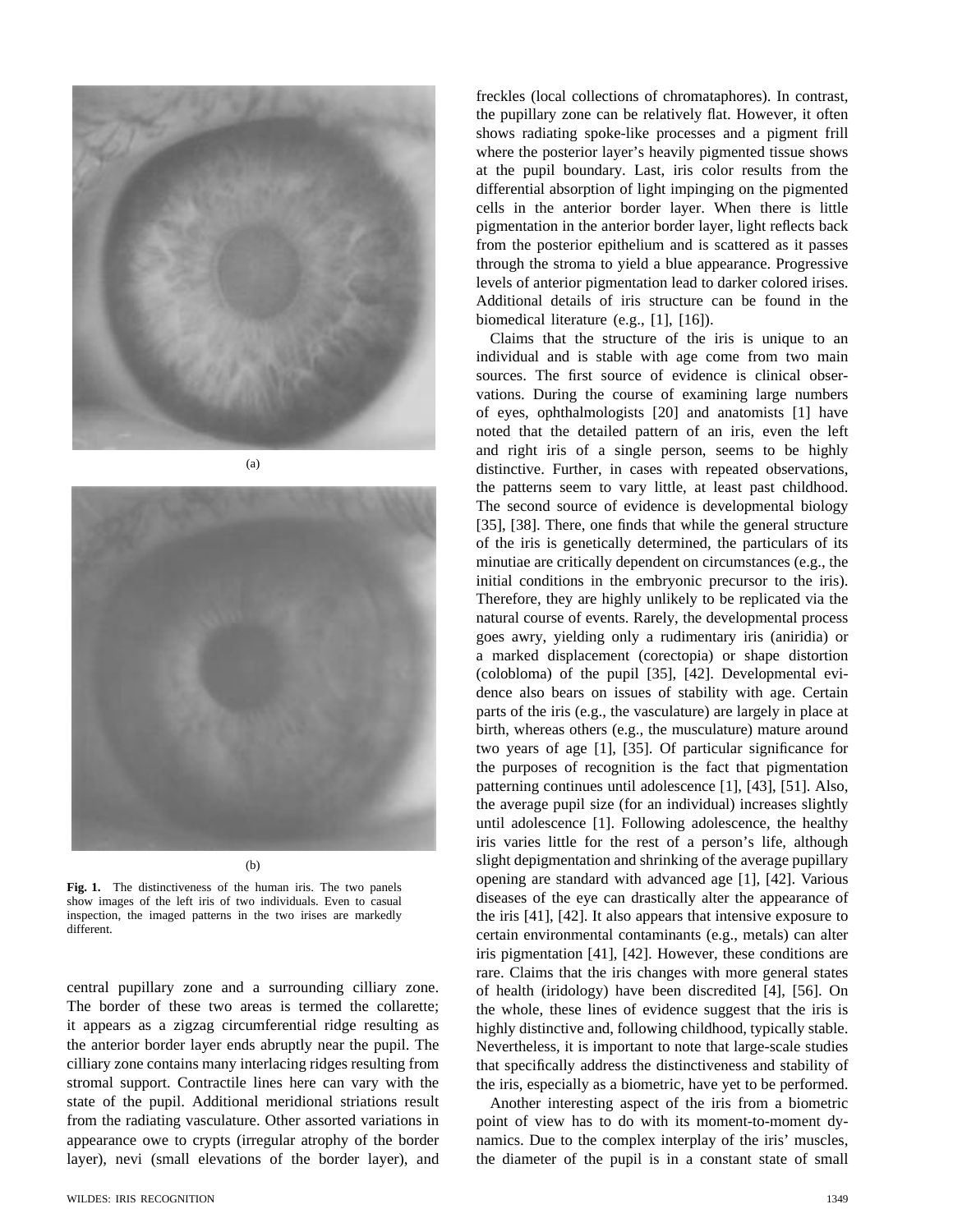(a)

(b)

**Fig. 1.** The distinctiveness of the human iris. The two panels show images of the left iris of two individuals. Even to casual inspection, the imaged patterns in the two irises are markedly different.

central pupillary zone and a surrounding cilliary zone. The border of these two areas is termed the collarette; it appears as a zigzag circumferential ridge resulting as the anterior border layer ends abruptly near the pupil. The cilliary zone contains many interlacing ridges resulting from stromal support. Contractile lines here can vary with the state of the pupil. Additional meridional striations result from the radiating vasculature. Other assorted variations in appearance owe to crypts (irregular atrophy of the border layer), nevi (small elevations of the border layer), and freckles (local collections of chromataphores). In contrast, the pupillary zone can be relatively flat. However, it often shows radiating spoke-like processes and a pigment frill where the posterior layer's heavily pigmented tissue shows at the pupil boundary. Last, iris color results from the differential absorption of light impinging on the pigmented cells in the anterior border layer. When there is little pigmentation in the anterior border layer, light reflects back from the posterior epithelium and is scattered as it passes through the stroma to yield a blue appearance. Progressive levels of anterior pigmentation lead to darker colored irises. Additional details of iris structure can be found in the biomedical literature (e.g., [1], [16]).

Claims that the structure of the iris is unique to an individual and is stable with age come from two main sources. The first source of evidence is clinical observations. During the course of examining large numbers of eyes, ophthalmologists [20] and anatomists [1] have noted that the detailed pattern of an iris, even the left and right iris of a single person, seems to be highly distinctive. Further, in cases with repeated observations, the patterns seem to vary little, at least past childhood. The second source of evidence is developmental biology [35], [38]. There, one finds that while the general structure of the iris is genetically determined, the particulars of its minutiae are critically dependent on circumstances (e.g., the initial conditions in the embryonic precursor to the iris). Therefore, they are highly unlikely to be replicated via the natural course of events. Rarely, the developmental process goes awry, yielding only a rudimentary iris (aniridia) or a marked displacement (corectopia) or shape distortion (colobloma) of the pupil [35], [42]. Developmental evidence also bears on issues of stability with age. Certain parts of the iris (e.g., the vasculature) are largely in place at birth, whereas others (e.g., the musculature) mature around two years of age [1], [35]. Of particular significance for the purposes of recognition is the fact that pigmentation patterning continues until adolescence [1], [43], [51]. Also, the average pupil size (for an individual) increases slightly until adolescence [1]. Following adolescence, the healthy iris varies little for the rest of a person's life, although slight depigmentation and shrinking of the average pupillary opening are standard with advanced age [1], [42]. Various diseases of the eye can drastically alter the appearance of the iris [41], [42]. It also appears that intensive exposure to certain environmental contaminants (e.g., metals) can alter iris pigmentation [41], [42]. However, these conditions are rare. Claims that the iris changes with more general states of health (iridology) have been discredited [4], [56]. On the whole, these lines of evidence suggest that the iris is highly distinctive and, following childhood, typically stable. Nevertheless, it is important to note that large-scale studies that specifically address the distinctiveness and stability of the iris, especially as a biometric, have yet to be performed.

Another interesting aspect of the iris from a biometric point of view has to do with its moment-to-moment dynamics. Due to the complex interplay of the iris' muscles, the diameter of the pupil is in a constant state of small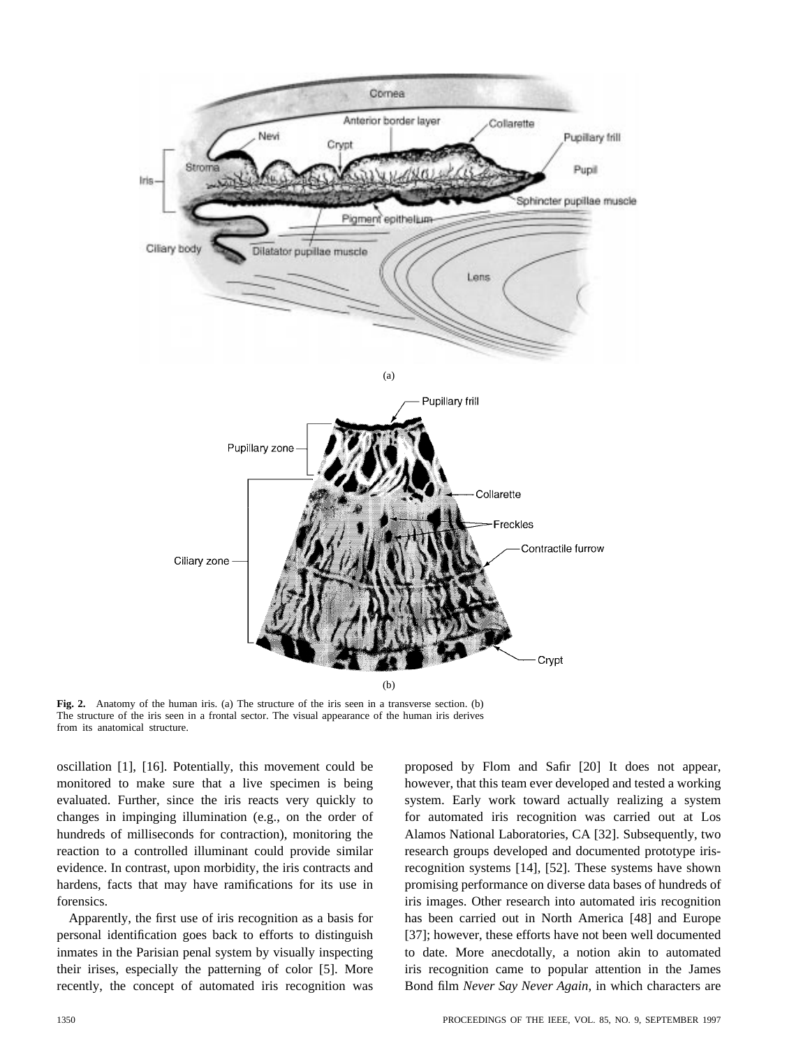(a)

(b)

**Fig. 2.** Anatomy of the human iris. (a) The structure of the iris seen in a transverse section. (b) The structure of the iris seen in a frontal sector. The visual appearance of the human iris derives from its anatomical structure.

oscillation [1], [16]. Potentially, this movement could be monitored to make sure that a live specimen is being evaluated. Further, since the iris reacts very quickly to changes in impinging illumination (e.g., on the order of hundreds of milliseconds for contraction), monitoring the reaction to a controlled illuminant could provide similar evidence. In contrast, upon morbidity, the iris contracts and hardens, facts that may have ramifications for its use in forensics.

Apparently, the first use of iris recognition as a basis for personal identification goes back to efforts to distinguish inmates in the Parisian penal system by visually inspecting their irises, especially the patterning of color [5]. More recently, the concept of automated iris recognition was proposed by Flom and Safir [20] It does not appear, however, that this team ever developed and tested a working system. Early work toward actually realizing a system for automated iris recognition was carried out at Los Alamos National Laboratories, CA [32]. Subsequently, two research groups developed and documented prototype iris-recognition systems [14], [52]. These systems have shown promising performance on diverse data bases of hundreds of iris images. Other research into automated iris recognition has been carried out in North America [48] and Europe [37]; however, these efforts have not been well documented to date. More anecdotally, a notion akin to automated iris recognition came to popular attention in the James Bond film *Never Say Never Again*, in which characters are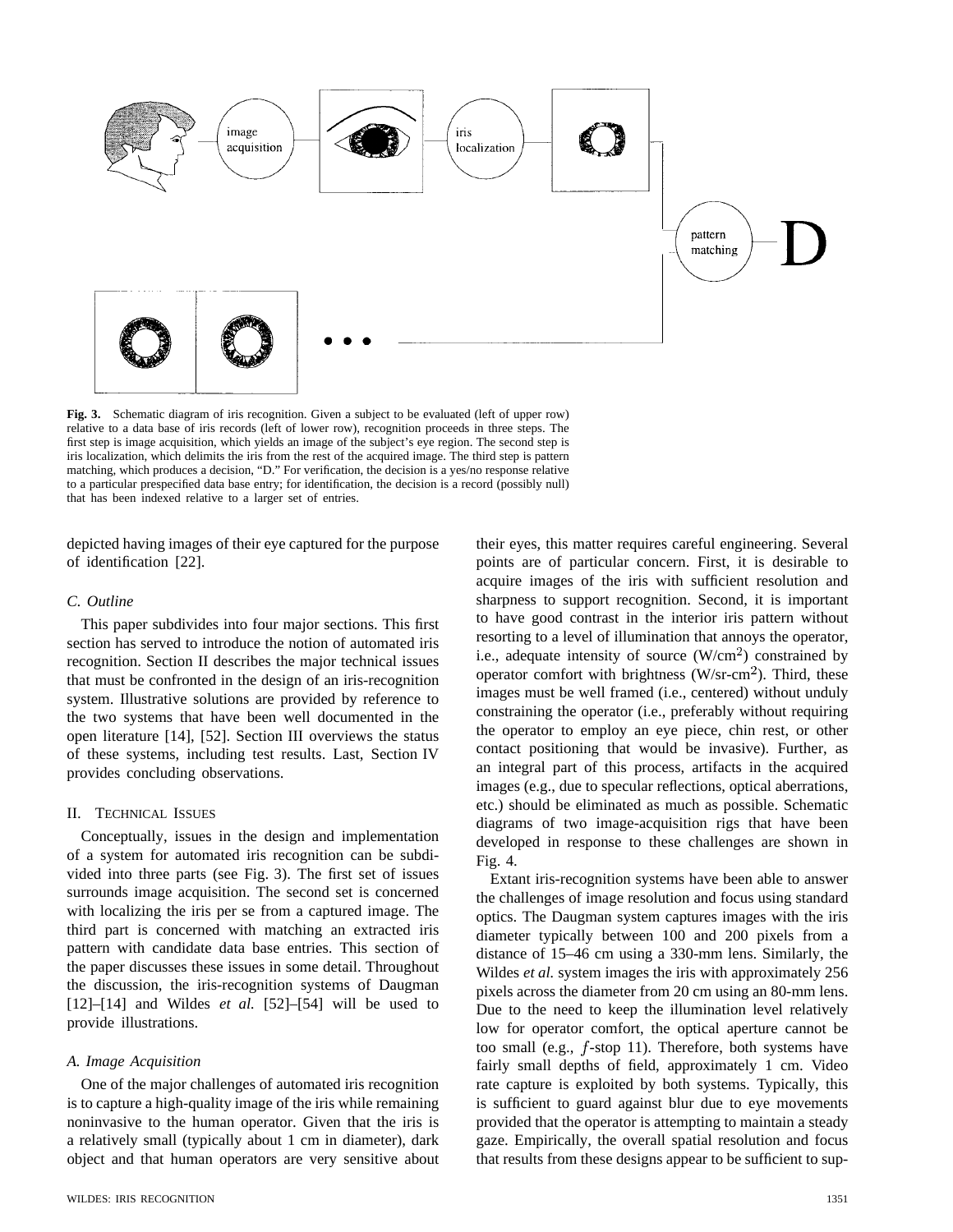image acquisition

iris localization

pattern matching

D

**Fig. 3.** Schematic diagram of iris recognition. Given a subject to be evaluated (left of upper row) relative to a data base of iris records (left of lower row), recognition proceeds in three steps. The first step is image acquisition, which yields an image of the subject's eye region. The second step is iris localization, which delimits the iris from the rest of the acquired image. The third step is pattern matching, which produces a decision, "D." For verification, the decision is a yes/no response relative to a particular prespecified data base entry; for identification, the decision is a record (possibly null) that has been indexed relative to a larger set of entries.

depicted having images of their eye captured for the purpose of identification [22].

### C. Outline

This paper subdivides into four major sections. This first section has served to introduce the notion of automated iris recognition. Section II describes the major technical issues that must be confronted in the design of an iris-recognition system. Illustrative solutions are provided by reference to the two systems that have been well documented in the open literature [14], [52]. Section III overviews the status of these systems, including test results. Last, Section IV provides concluding observations.

## II. Technical Issues

Conceptually, issues in the design and implementation of a system for automated iris recognition can be subdivided into three parts (see Fig. 3). The first set of issues surrounds image acquisition. The second set is concerned with localizing the iris per se from a captured image. The third part is concerned with matching an extracted iris pattern with candidate data base entries. This section of the paper discusses these issues in some detail. Throughout the discussion, the iris-recognition systems of Daugman [12]–[14] and Wildes *et al.* [52]–[54] will be used to provide illustrations.

### A. Image Acquisition

One of the major challenges of automated iris recognition is to capture a high-quality image of the iris while remaining noninvasive to the human operator. Given that the iris is a relatively small (typically about 1 cm in diameter), dark object and that human operators are very sensitive about their eyes, this matter requires careful engineering. Several points are of particular concern. First, it is desirable to acquire images of the iris with sufficient resolution and sharpness to support recognition. Second, it is important to have good contrast in the interior iris pattern without resorting to a level of illumination that annoys the operator, i.e., adequate intensity of source ($W/cm^2$) constrained by operator comfort with brightness ($W/sr\text{-}cm^2$). Third, these images must be well framed (i.e., centered) without unduly constraining the operator (i.e., preferably without requiring the operator to employ an eye piece, chin rest, or other contact positioning that would be invasive). Further, as an integral part of this process, artifacts in the acquired images (e.g., due to specular reflections, optical aberrations, etc.) should be eliminated as much as possible. Schematic diagrams of two image-acquisition rigs that have been developed in response to these challenges are shown in Fig. 4.

Extant iris-recognition systems have been able to answer the challenges of image resolution and focus using standard optics. The Daugman system captures images with the iris diameter typically between 100 and 200 pixels from a distance of 15–46 cm using a 330-mm lens. Similarly, the Wildes *et al.* system images the iris with approximately 256 pixels across the diameter from 20 cm using an 80-mm lens. Due to the need to keep the illumination level relatively low for operator comfort, the optical aperture cannot be too small (e.g., $f$-stop 11). Therefore, both systems have fairly small depths of field, approximately 1 cm. Video rate capture is exploited by both systems. Typically, this is sufficient to guard against blur due to eye movements provided that the operator is attempting to maintain a steady gaze. Empirically, the overall spatial resolution and focus that results from these designs appear to be sufficient to sup-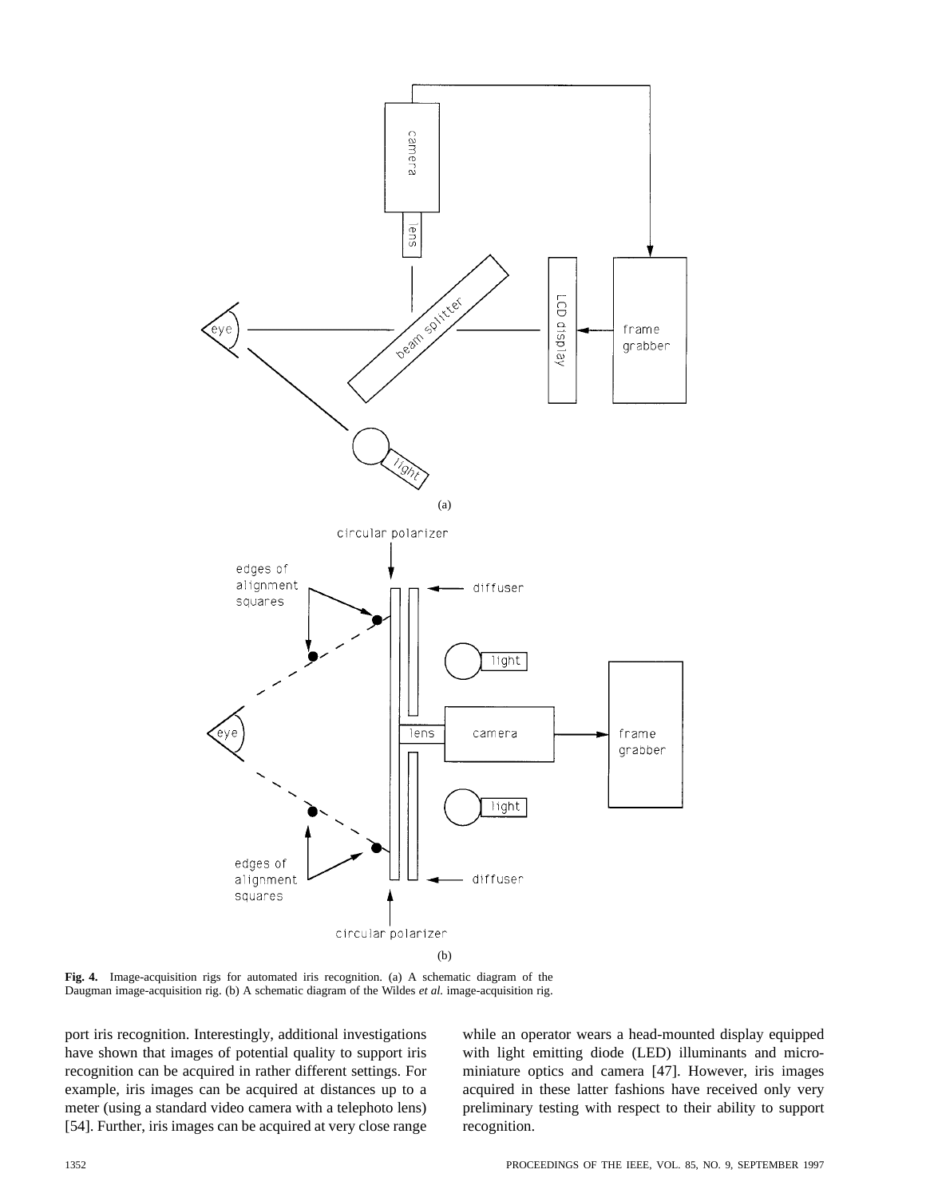Fig. 4. Image-acquisition rigs for automated iris recognition. (a) A schematic diagram of the Daugman image-acquisition rig. (b) A schematic diagram of the Wildes *et al.* image-acquisition rig.

port iris recognition. Interestingly, additional investigations have shown that images of potential quality to support iris recognition can be acquired in rather different settings. For example, iris images can be acquired at distances up to a meter (using a standard video camera with a telephoto lens) [54]. Further, iris images can be acquired at very close range while an operator wears a head-mounted display equipped with light emitting diode (LED) illuminants and micro-miniature optics and camera [47]. However, iris images acquired in these latter fashions have received only very preliminary testing with respect to their ability to support recognition.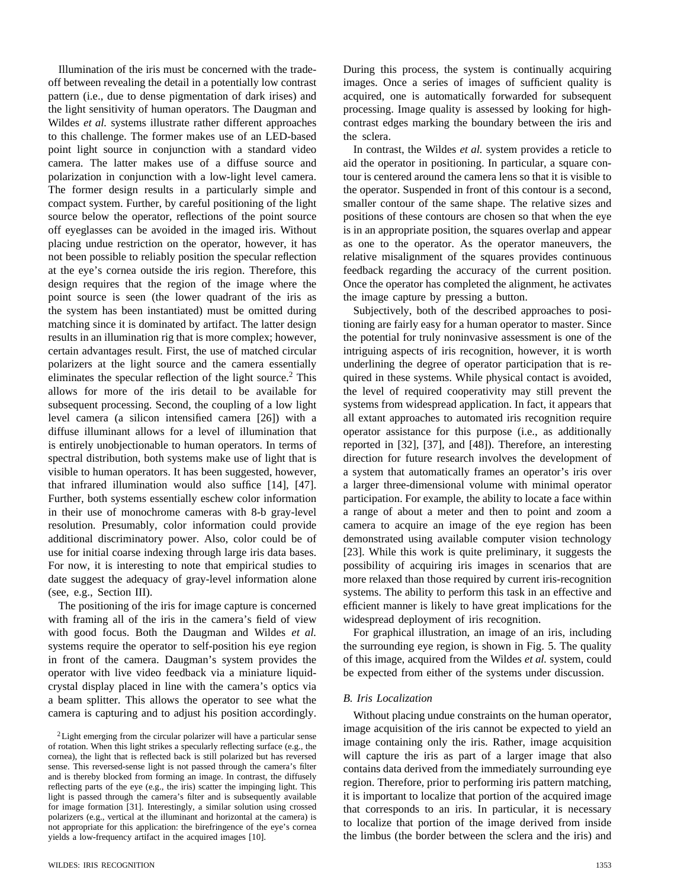Illumination of the iris must be concerned with the tradeoff between revealing the detail in a potentially low contrast pattern (i.e., due to dense pigmentation of dark irises) and the light sensitivity of human operators. The Daugman and Wildes *et al.* systems illustrate rather different approaches to this challenge. The former makes use of an LED-based point light source in conjunction with a standard video camera. The latter makes use of a diffuse source and polarization in conjunction with a low-light level camera. The former design results in a particularly simple and compact system. Further, by careful positioning of the light source below the operator, reflections of the point source off eyeglasses can be avoided in the imaged iris. Without placing undue restriction on the operator, however, it has not been possible to reliably position the specular reflection at the eye's cornea outside the iris region. Therefore, this design requires that the region of the image where the point source is seen (the lower quadrant of the iris as the system has been instantiated) must be omitted during matching since it is dominated by artifact. The latter design results in an illumination rig that is more complex; however, certain advantages result. First, the use of matched circular polarizers at the light source and the camera essentially eliminates the specular reflection of the light source.[2] This allows for more of the iris detail to be available for subsequent processing. Second, the coupling of a low light level camera (a silicon intensified camera [26]) with a diffuse illuminant allows for a level of illumination that is entirely unobjectionable to human operators. In terms of spectral distribution, both systems make use of light that is visible to human operators. It has been suggested, however, that infrared illumination would also suffice [14], [47]. Further, both systems essentially eschew color information in their use of monochrome cameras with 8-b gray-level resolution. Presumably, color information could provide additional discriminatory power. Also, color could be of use for initial coarse indexing through large iris data bases. For now, it is interesting to note that empirical studies to date suggest the adequacy of gray-level information alone (see, e.g., Section III).

The positioning of the iris for image capture is concerned with framing all of the iris in the camera's field of view with good focus. Both the Daugman and Wildes *et al.* systems require the operator to self-position his eye region in front of the camera. Daugman's system provides the operator with live video feedback via a miniature liquid-crystal display placed in line with the camera's optics via a beam splitter. This allows the operator to see what the camera is capturing and to adjust his position accordingly. During this process, the system is continually acquiring images. Once a series of images of sufficient quality is acquired, one is automatically forwarded for subsequent processing. Image quality is assessed by looking for high-contrast edges marking the boundary between the iris and the sclera.

In contrast, the Wildes *et al.* system provides a reticle to aid the operator in positioning. In particular, a square contour is centered around the camera lens so that it is visible to the operator. Suspended in front of this contour is a second, smaller contour of the same shape. The relative sizes and positions of these contours are chosen so that when the eye is in an appropriate position, the squares overlap and appear as one to the operator. As the operator maneuvers, the relative misalignment of the squares provides continuous feedback regarding the accuracy of the current position. Once the operator has completed the alignment, he activates the image capture by pressing a button.

Subjectively, both of the described approaches to positioning are fairly easy for a human operator to master. Since the potential for truly noninvasive assessment is one of the intriguing aspects of iris recognition, however, it is worth underlining the degree of operator participation that is required in these systems. While physical contact is avoided, the level of required cooperativity may still prevent the systems from widespread application. In fact, it appears that all extant approaches to automated iris recognition require operator assistance for this purpose (i.e., as additionally reported in [32], [37], and [48]). Therefore, an interesting direction for future research involves the development of a system that automatically frames an operator's iris over a larger three-dimensional volume with minimal operator participation. For example, the ability to locate a face within a range of about a meter and then to point and zoom a camera to acquire an image of the eye region has been demonstrated using available computer vision technology [23]. While this work is quite preliminary, it suggests the possibility of acquiring iris images in scenarios that are more relaxed than those required by current iris-recognition systems. The ability to perform this task in an effective and efficient manner is likely to have great implications for the widespread deployment of iris recognition.

For graphical illustration, an image of an iris, including the surrounding eye region, is shown in Fig. 5. The quality of this image, acquired from the Wildes *et al.* system, could be expected from either of the systems under discussion.

### B. Iris Localization

Without placing undue constraints on the human operator, image acquisition of the iris cannot be expected to yield an image containing only the iris. Rather, image acquisition will capture the iris as part of a larger image that also contains data derived from the immediately surrounding eye region. Therefore, prior to performing iris pattern matching, it is important to localize that portion of the acquired image that corresponds to an iris. In particular, it is necessary to localize that portion of the image derived from inside the limbus (the border between the sclera and the iris) and

[2] Light emerging from the circular polarizer will have a particular sense of rotation. When this light strikes a specularly reflecting surface (e.g., the cornea), the light that is reflected back is still polarized but has reversed sense. This reversed-sense light is not passed through the camera's filter and is thereby blocked from forming an image. In contrast, the diffusely reflecting parts of the eye (e.g., the iris) scatter the impinging light. This light is passed through the camera's filter and is subsequently available for image formation [31]. Interestingly, a similar solution using crossed polarizers (e.g., vertical at the illuminant and horizontal at the camera) is not appropriate for this application: the birefringence of the eye's cornea yields a low-frequency artifact in the acquired images [10].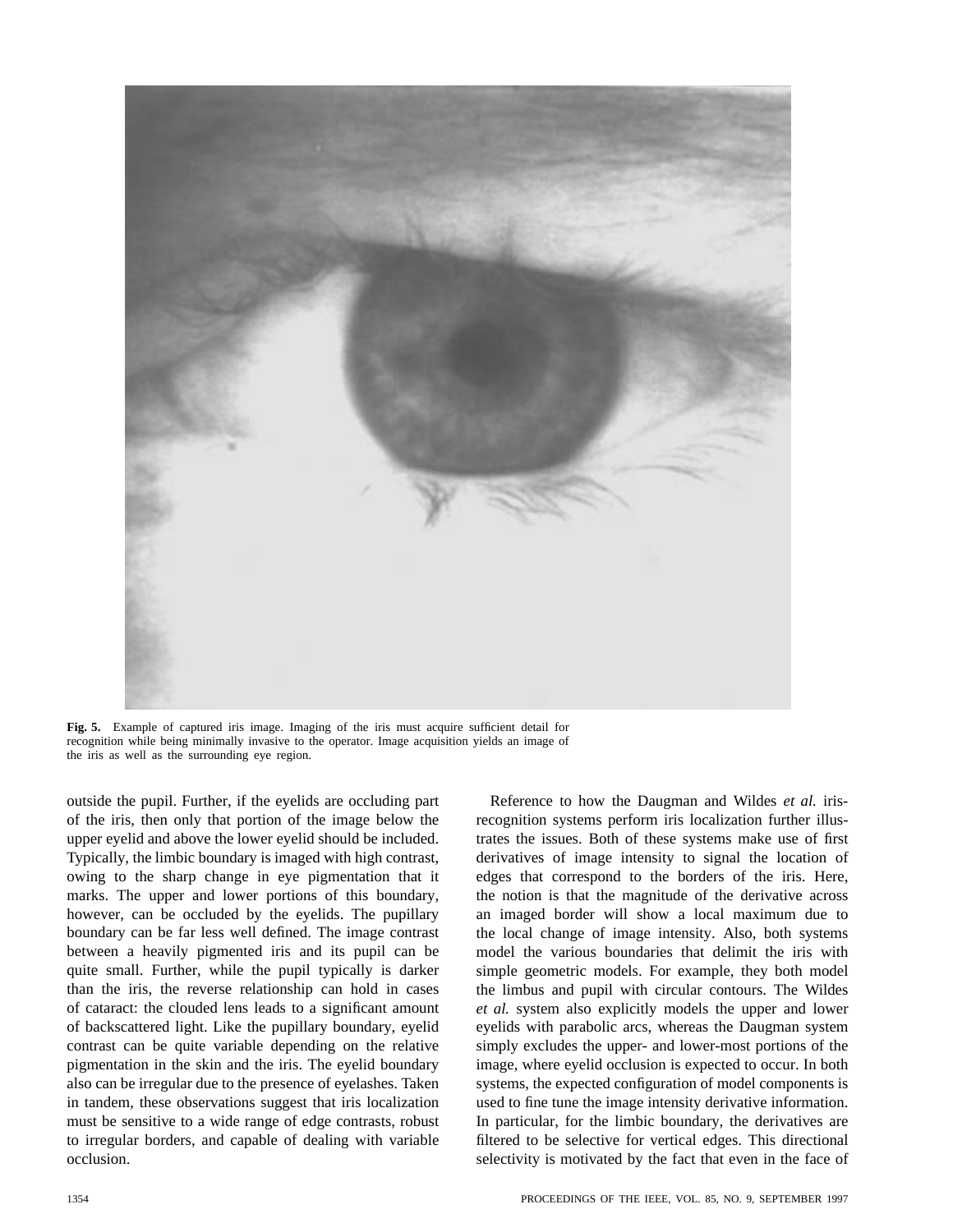**Fig. 5.** Example of captured iris image. Imaging of the iris must acquire sufficient detail for recognition while being minimally invasive to the operator. Image acquisition yields an image of the iris as well as the surrounding eye region.

outside the pupil. Further, if the eyelids are occluding part of the iris, then only that portion of the image below the upper eyelid and above the lower eyelid should be included. Typically, the limbic boundary is imaged with high contrast, owing to the sharp change in eye pigmentation that it marks. The upper and lower portions of this boundary, however, can be occluded by the eyelids. The pupillary boundary can be far less well defined. The image contrast between a heavily pigmented iris and its pupil can be quite small. Further, while the pupil typically is darker than the iris, the reverse relationship can hold in cases of cataract: the clouded lens leads to a significant amount of backscattered light. Like the pupillary boundary, eyelid contrast can be quite variable depending on the relative pigmentation in the skin and the iris. The eyelid boundary also can be irregular due to the presence of eyelashes. Taken in tandem, these observations suggest that iris localization must be sensitive to a wide range of edge contrasts, robust to irregular borders, and capable of dealing with variable occlusion.

Reference to how the Daugman and Wildes *et al.* iris-recognition systems perform iris localization further illustrates the issues. Both of these systems make use of first derivatives of image intensity to signal the location of edges that correspond to the borders of the iris. Here, the notion is that the magnitude of the derivative across an imaged border will show a local maximum due to the local change of image intensity. Also, both systems model the various boundaries that delimit the iris with simple geometric models. For example, they both model the limbus and pupil with circular contours. The Wildes *et al.* system also explicitly models the upper and lower eyelids with parabolic arcs, whereas the Daugman system simply excludes the upper- and lower-most portions of the image, where eyelid occlusion is expected to occur. In both systems, the expected configuration of model components is used to fine tune the image intensity derivative information. In particular, for the limbic boundary, the derivatives are filtered to be selective for vertical edges. This directional selectivity is motivated by the fact that even in the face of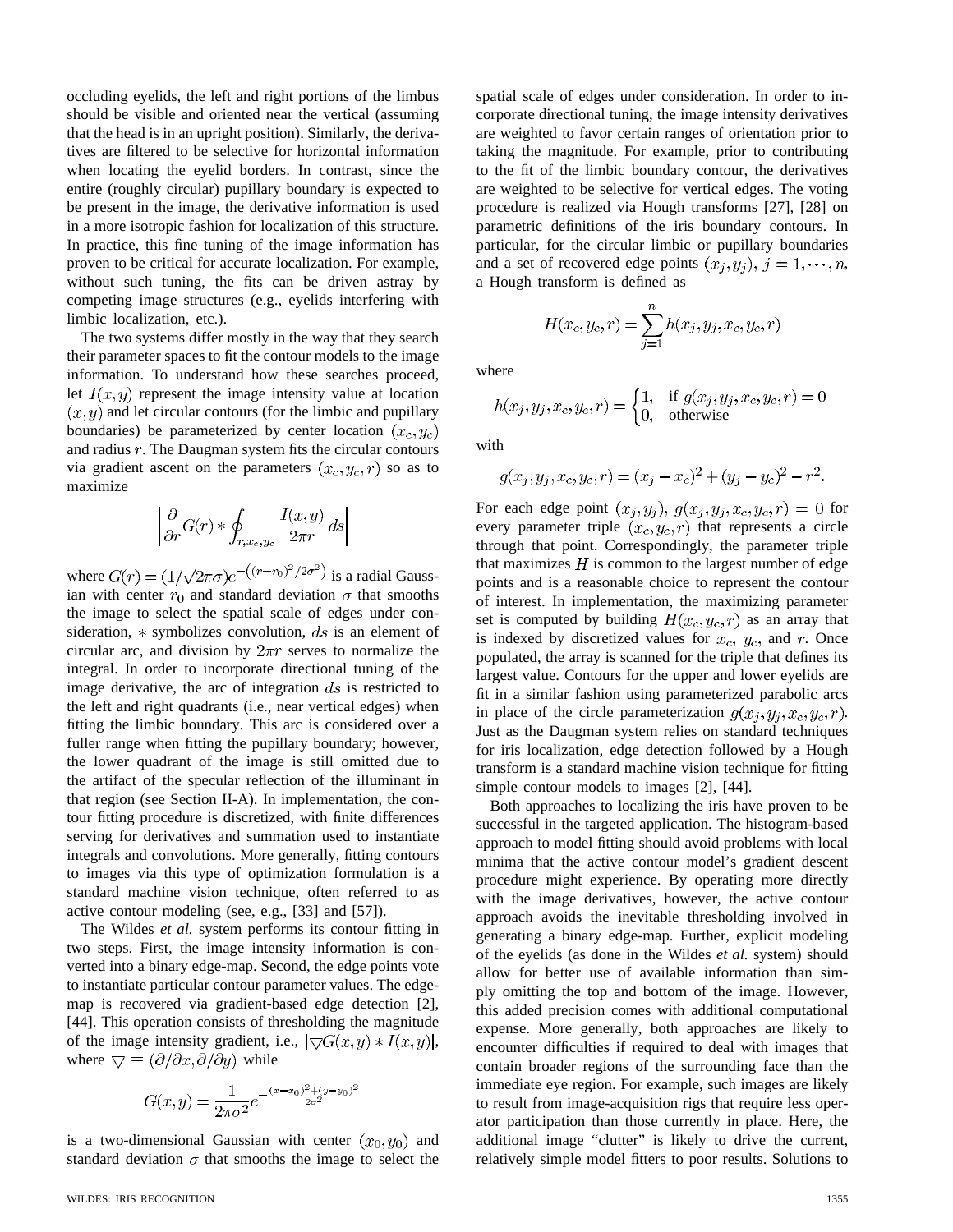occluding eyelids, the left and right portions of the limbus should be visible and oriented near the vertical (assuming that the head is in an upright position). Similarly, the derivatives are filtered to be selective for horizontal information when locating the eyelid borders. In contrast, since the entire (roughly circular) pupillary boundary is expected to be present in the image, the derivative information is used in a more isotropic fashion for localization of this structure. In practice, this fine tuning of the image information has proven to be critical for accurate localization. For example, without such tuning, the fits can be driven astray by competing image structures (e.g., eyelids interfering with limbic localization, etc.).

The two systems differ mostly in the way that they search their parameter spaces to fit the contour models to the image information. To understand how these searches proceed, let $I(x,y)$ represent the image intensity value at location $(x,y)$ and let circular contours (for the limbic and pupillary boundaries) be parameterized by center location $(x_c, y_c)$ and radius $r$. The Daugman system fits the circular contours via gradient ascent on the parameters $(x_c, y_c, r)$ so as to maximize

$$\left| \frac{\partial}{\partial r} G(r) * \oint_{r, x_c, y_c} \frac{I(x,y)}{2\pi r} \, ds \right|$$

where $G(r) = (1/\sqrt{2\pi}\sigma) e^{-((r-r_0)^2/2\sigma^2)}$ is a radial Gaussian with center $r_0$ and standard deviation $\sigma$ that smooths the image to select the spatial scale of edges under consideration, $*$ symbolizes convolution, $ds$ is an element of circular arc, and division by $2\pi r$ serves to normalize the integral. In order to incorporate directional tuning of the image derivative, the arc of integration $ds$ is restricted to the left and right quadrants (i.e., near vertical edges) when fitting the limbic boundary. This arc is considered over a fuller range when fitting the pupillary boundary; however, the lower quadrant of the image is still omitted due to the artifact of the specular reflection of the illuminant in that region (see Section II-A). In implementation, the contour fitting procedure is discretized, with finite differences serving for derivatives and summation used to instantiate integrals and convolutions. More generally, fitting contours to images via this type of optimization formulation is a standard machine vision technique, often referred to as active contour modeling (see, e.g., [33] and [57]).

The Wildes *et al.* system performs its contour fitting in two steps. First, the image intensity information is converted into a binary edge-map. Second, the edge points vote to instantiate particular contour parameter values. The edge-map is recovered via gradient-based edge detection [2], [44]. This operation consists of thresholding the magnitude of the image intensity gradient, i.e., $|\nabla G(x,y) * I(x,y)|$, where $\nabla \equiv (\partial/\partial x, \partial/\partial y)$ while

$$G(x,y) = \frac{1}{2\pi\sigma^2} e^{-\frac{(x-x_0)^2+(y-y_0)^2}{2\sigma^2}}$$

is a two-dimensional Gaussian with center $(x_0, y_0)$ and standard deviation $\sigma$ that smooths the image to select the spatial scale of edges under consideration. In order to incorporate directional tuning, the image intensity derivatives are weighted to favor certain ranges of orientation prior to taking the magnitude. For example, prior to contributing to the fit of the limbic boundary contour, the derivatives are weighted to be selective for vertical edges. The voting procedure is realized via Hough transforms [27], [28] on parametric definitions of the iris boundary contours. In particular, for the circular limbic or pupillary boundaries and a set of recovered edge points $(x_j, y_j)$, $j = 1, \cdots, n$, a Hough transform is defined as

$$H(x_c, y_c, r) = \sum_{j=1}^{n} h(x_j, y_j, x_c, y_c, r)$$

where

$$h(x_j, y_j, x_c, y_c, r) = \begin{cases} 1, & \text{if } g(x_j, y_j, x_c, y_c, r) = 0 \\ 0, & \text{otherwise} \end{cases}$$

with

$$g(x_j, y_j, x_c, y_c, r) = (x_j - x_c)^2 + (y_j - y_c)^2 - r^2.$$

For each edge point $(x_j, y_j)$, $g(x_j, y_j, x_c, y_c, r) = 0$ for every parameter triple $(x_c, y_c, r)$ that represents a circle through that point. Correspondingly, the parameter triple that maximizes $H$ is common to the largest number of edge points and is a reasonable choice to represent the contour of interest. In implementation, the maximizing parameter set is computed by building $H(x_c, y_c, r)$ as an array that is indexed by discretized values for $x_c$, $y_c$, and $r$. Once populated, the array is scanned for the triple that defines its largest value. Contours for the upper and lower eyelids are fit in a similar fashion using parameterized parabolic arcs in place of the circle parameterization $g(x_j, y_j, x_c, y_c, r)$. Just as the Daugman system relies on standard techniques for iris localization, edge detection followed by a Hough transform is a standard machine vision technique for fitting simple contour models to images [2], [44].

Both approaches to localizing the iris have proven to be successful in the targeted application. The histogram-based approach to model fitting should avoid problems with local minima that the active contour model's gradient descent procedure might experience. By operating more directly with the image derivatives, however, the active contour approach avoids the inevitable thresholding involved in generating a binary edge-map. Further, explicit modeling of the eyelids (as done in the Wildes *et al.* system) should allow for better use of available information than simply omitting the top and bottom of the image. However, this added precision comes with additional computational expense. More generally, both approaches are likely to encounter difficulties if required to deal with images that contain broader regions of the surrounding face than the immediate eye region. For example, such images are likely to result from image-acquisition rigs that require less operator participation than those currently in place. Here, the additional image "clutter" is likely to drive the current, relatively simple model fitters to poor results. Solutions to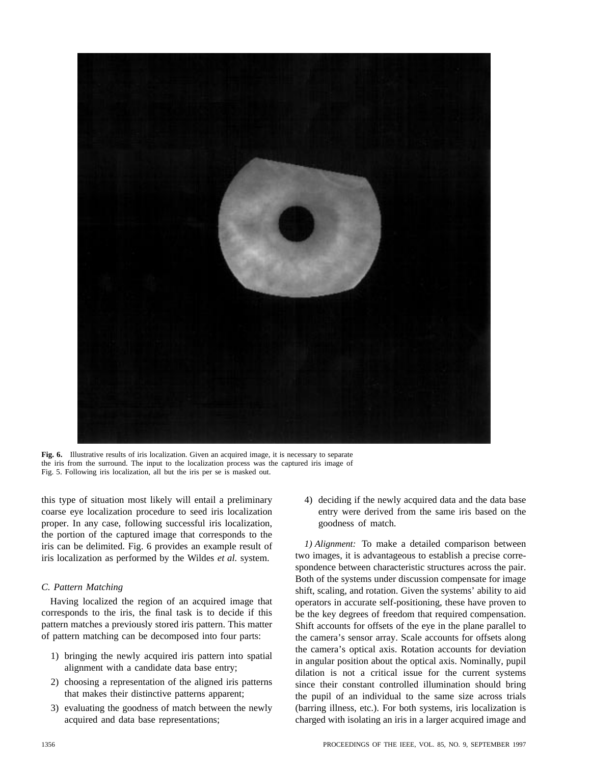**Fig. 6.** Illustrative results of iris localization. Given an acquired image, it is necessary to separate the iris from the surround. The input to the localization process was the captured iris image of Fig. 5. Following iris localization, all but the iris per se is masked out.

this type of situation most likely will entail a preliminary coarse eye localization procedure to seed iris localization proper. In any case, following successful iris localization, the portion of the captured image that corresponds to the iris can be delimited. Fig. 6 provides an example result of iris localization as performed by the Wildes *et al.* system.

### C. Pattern Matching

Having localized the region of an acquired image that corresponds to the iris, the final task is to decide if this pattern matches a previously stored iris pattern. This matter of pattern matching can be decomposed into four parts:

1) bringing the newly acquired iris pattern into spatial alignment with a candidate data base entry;
2) choosing a representation of the aligned iris patterns that makes their distinctive patterns apparent;
3) evaluating the goodness of match between the newly acquired and data base representations;
4) deciding if the newly acquired data and the data base entry were derived from the same iris based on the goodness of match.

*1) Alignment:* To make a detailed comparison between two images, it is advantageous to establish a precise correspondence between characteristic structures across the pair. Both of the systems under discussion compensate for image shift, scaling, and rotation. Given the systems' ability to aid operators in accurate self-positioning, these have proven to be the key degrees of freedom that required compensation. Shift accounts for offsets of the eye in the plane parallel to the camera's sensor array. Scale accounts for offsets along the camera's optical axis. Rotation accounts for deviation in angular position about the optical axis. Nominally, pupil dilation is not a critical issue for the current systems since their constant controlled illumination should bring the pupil of an individual to the same size across trials (barring illness, etc.). For both systems, iris localization is charged with isolating an iris in a larger acquired image and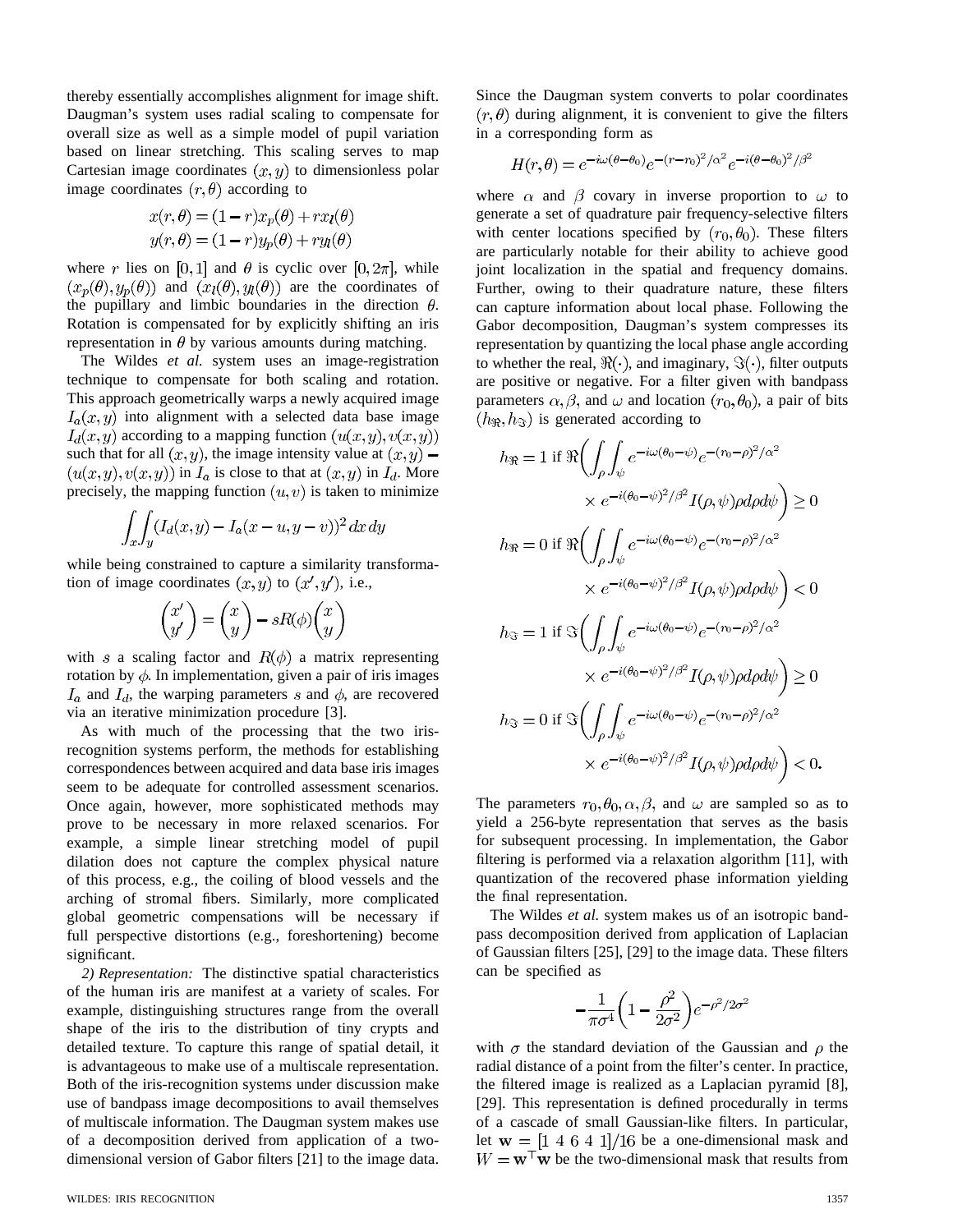thereby essentially accomplishes alignment for image shift. Daugman's system uses radial scaling to compensate for overall size as well as a simple model of pupil variation based on linear stretching. This scaling serves to map Cartesian image coordinates $(x, y)$ to dimensionless polar image coordinates $(r, \theta)$ according to

$$x(r,\theta) = (1-r)x_p(\theta) + rx_l(\theta)$$
$$y(r,\theta) = (1-r)y_p(\theta) + ry_l(\theta)$$

where $r$ lies on $[0, 1]$ and $\theta$ is cyclic over $[0, 2\pi]$, while $(x_p(\theta), y_p(\theta))$ and $(x_l(\theta), y_l(\theta))$ are the coordinates of the pupillary and limbic boundaries in the direction $\theta$. Rotation is compensated for by explicitly shifting an iris representation in $\theta$ by various amounts during matching.

The Wildes *et al.* system uses an image-registration technique to compensate for both scaling and rotation. This approach geometrically warps a newly acquired image $I_a(x, y)$ into alignment with a selected data base image $I_d(x, y)$ according to a mapping function $(u(x, y), v(x, y))$ such that for all $(x, y)$, the image intensity value at $(x, y) - (u(x, y), v(x, y))$ in $I_a$ is close to that at $(x, y)$ in $I_d$. More precisely, the mapping function $(u, v)$ is taken to minimize

$$\int_x \int_y (I_d(x,y) - I_a(x-u, y-v))^2 \, dx \, dy$$

while being constrained to capture a similarity transformation of image coordinates $(x, y)$ to $(x', y')$, i.e.,

$$\begin{pmatrix} x' \\ y' \end{pmatrix} = \begin{pmatrix} x \\ y \end{pmatrix} - sR(\phi) \begin{pmatrix} x \\ y \end{pmatrix}$$

with $s$ a scaling factor and $R(\phi)$ a matrix representing rotation by $\phi$. In implementation, given a pair of iris images $I_a$ and $I_d$, the warping parameters $s$ and $\phi$, are recovered via an iterative minimization procedure [3].

As with much of the processing that the two iris-recognition systems perform, the methods for establishing correspondences between acquired and data base iris images seem to be adequate for controlled assessment scenarios. Once again, however, more sophisticated methods may prove to be necessary in more relaxed scenarios. For example, a simple linear stretching model of pupil dilation does not capture the complex physical nature of this process, e.g., the coiling of blood vessels and the arching of stromal fibers. Similarly, more complicated global geometric compensations will be necessary if full perspective distortions (e.g., foreshortening) become significant.

*2) Representation:* The distinctive spatial characteristics of the human iris are manifest at a variety of scales. For example, distinguishing structures range from the overall shape of the iris to the distribution of tiny crypts and detailed texture. To capture this range of spatial detail, it is advantageous to make use of a multiscale representation. Both of the iris-recognition systems under discussion make use of bandpass image decompositions to avail themselves of multiscale information. The Daugman system makes use of a decomposition derived from application of a two-dimensional version of Gabor filters [21] to the image data.

Since the Daugman system converts to polar coordinates $(r, \theta)$ during alignment, it is convenient to give the filters in a corresponding form as

$$H(r,\theta) = e^{-i\omega(\theta-\theta_0)} e^{-(r-r_0)^2/\alpha^2} e^{-i(\theta-\theta_0)^2/\beta^2}$$

where $\alpha$ and $\beta$ covary in inverse proportion to $\omega$ to generate a set of quadrature pair frequency-selective filters with center locations specified by $(r_0, \theta_0)$. These filters are particularly notable for their ability to achieve good joint localization in the spatial and frequency domains. Further, owing to their quadrature nature, these filters can capture information about local phase. Following the Gabor decomposition, Daugman's system compresses its representation by quantizing the local phase angle according to whether the real, $\Re(\cdot)$, and imaginary, $\Im(\cdot)$, filter outputs are positive or negative. For a filter given with bandpass parameters $\alpha, \beta$, and $\omega$ and location $(r_0, \theta_0)$, a pair of bits $(h_\Re, h_\Im)$ is generated according to

$$h_\Re = 1 \text{ if } \Re\bigg(\int_\rho \int_\psi e^{-i\omega(\theta_0-\psi)} e^{-(r_0-\rho)^2/\alpha^2} \times e^{-i(\theta_0-\psi)^2/\beta^2} I(\rho,\psi)\rho \, d\rho \, d\psi\bigg) \geq 0$$

$$h_\Re = 0 \text{ if } \Re\bigg(\int_\rho \int_\psi e^{-i\omega(\theta_0-\psi)} e^{-(r_0-\rho)^2/\alpha^2} \times e^{-i(\theta_0-\psi)^2/\beta^2} I(\rho,\psi)\rho \, d\rho \, d\psi\bigg) < 0$$

$$h_\Im = 1 \text{ if } \Im\bigg(\int_\rho \int_\psi e^{-i\omega(\theta_0-\psi)} e^{-(r_0-\rho)^2/\alpha^2} \times e^{-i(\theta_0-\psi)^2/\beta^2} I(\rho,\psi)\rho \, d\rho \, d\psi\bigg) \geq 0$$

$$h_\Im = 0 \text{ if } \Im\bigg(\int_\rho \int_\psi e^{-i\omega(\theta_0-\psi)} e^{-(r_0-\rho)^2/\alpha^2} \times e^{-i(\theta_0-\psi)^2/\beta^2} I(\rho,\psi)\rho \, d\rho \, d\psi\bigg) < 0.$$

The parameters $r_0, \theta_0, \alpha, \beta$, and $\omega$ are sampled so as to yield a 256-byte representation that serves as the basis for subsequent processing. In implementation, the Gabor filtering is performed via a relaxation algorithm [11], with quantization of the recovered phase information yielding the final representation.

The Wildes *et al.* system makes us of an isotropic bandpass decomposition derived from application of Laplacian of Gaussian filters [25], [29] to the image data. These filters can be specified as

$$-\frac{1}{\pi\sigma^4}\left(1 - \frac{\rho^2}{2\sigma^2}\right) e^{-\rho^2/2\sigma^2}$$

with $\sigma$ the standard deviation of the Gaussian and $\rho$ the radial distance of a point from the filter's center. In practice, the filtered image is realized as a Laplacian pyramid [8], [29]. This representation is defined procedurally in terms of a cascade of small Gaussian-like filters. In particular, let $\mathbf{w} = [1\ 4\ 6\ 4\ 1]/16$ be a one-dimensional mask and $W = \mathbf{w}^\top \mathbf{w}$ be the two-dimensional mask that results from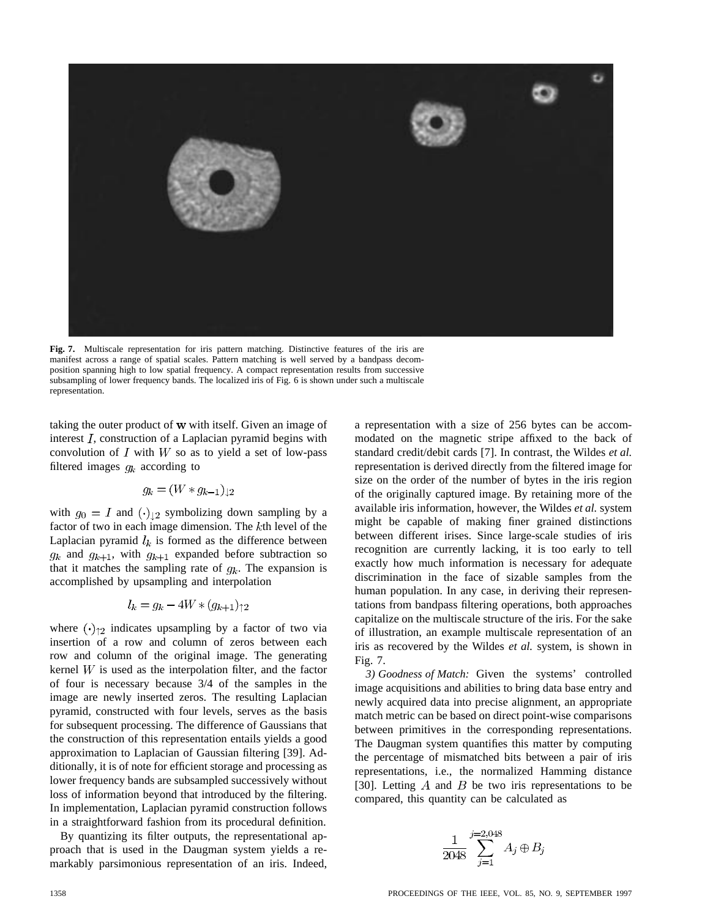**Fig. 7.** Multiscale representation for iris pattern matching. Distinctive features of the iris are manifest across a range of spatial scales. Pattern matching is well served by a bandpass decomposition spanning high to low spatial frequency. A compact representation results from successive subsampling of lower frequency bands. The localized iris of Fig. 6 is shown under such a multiscale representation.

taking the outer product of $\mathbf{w}$ with itself. Given an image of interest $I$, construction of a Laplacian pyramid begins with convolution of $I$ with $W$ so as to yield a set of low-pass filtered images $g_k$ according to

$$g_k = (W * g_{k-1})_{\downarrow 2}$$

with $g_0 = I$ and $(\cdot)_{\downarrow 2}$ symbolizing down sampling by a factor of two in each image dimension. The $k$th level of the Laplacian pyramid $l_k$ is formed as the difference between $g_k$ and $g_{k+1}$, with $g_{k+1}$ expanded before subtraction so that it matches the sampling rate of $g_k$. The expansion is accomplished by upsampling and interpolation

$$l_k = g_k - 4W * (g_{k+1})_{\uparrow 2}$$

where $(\cdot)_{\uparrow 2}$ indicates upsampling by a factor of two via insertion of a row and column of zeros between each row and column of the original image. The generating kernel $W$ is used as the interpolation filter, and the factor of four is necessary because 3/4 of the samples in the image are newly inserted zeros. The resulting Laplacian pyramid, constructed with four levels, serves as the basis for subsequent processing. The difference of Gaussians that the construction of this representation entails yields a good approximation to Laplacian of Gaussian filtering [39]. Additionally, it is of note for efficient storage and processing as lower frequency bands are subsampled successively without loss of information beyond that introduced by the filtering. In implementation, Laplacian pyramid construction follows in a straightforward fashion from its procedural definition.

By quantizing its filter outputs, the representational approach that is used in the Daugman system yields a remarkably parsimonious representation of an iris. Indeed, a representation with a size of 256 bytes can be accommodated on the magnetic stripe affixed to the back of standard credit/debit cards [7]. In contrast, the Wildes *et al.* representation is derived directly from the filtered image for size on the order of the number of bytes in the iris region of the originally captured image. By retaining more of the available iris information, however, the Wildes *et al.* system might be capable of making finer grained distinctions between different irises. Since large-scale studies of iris recognition are currently lacking, it is too early to tell exactly how much information is necessary for adequate discrimination in the face of sizable samples from the human population. In any case, in deriving their representations from bandpass filtering operations, both approaches capitalize on the multiscale structure of the iris. For the sake of illustration, an example multiscale representation of an iris as recovered by the Wildes *et al.* system, is shown in Fig. 7.

*3) Goodness of Match:* Given the systems' controlled image acquisitions and abilities to bring data base entry and newly acquired data into precise alignment, an appropriate match metric can be based on direct point-wise comparisons between primitives in the corresponding representations. The Daugman system quantifies this matter by computing the percentage of mismatched bits between a pair of iris representations, i.e., the normalized Hamming distance [30]. Letting $A$ and $B$ be two iris representations to be compared, this quantity can be calculated as

$$\frac{1}{2048} \sum_{j=1}^{j=2,048} A_j \oplus B_j$$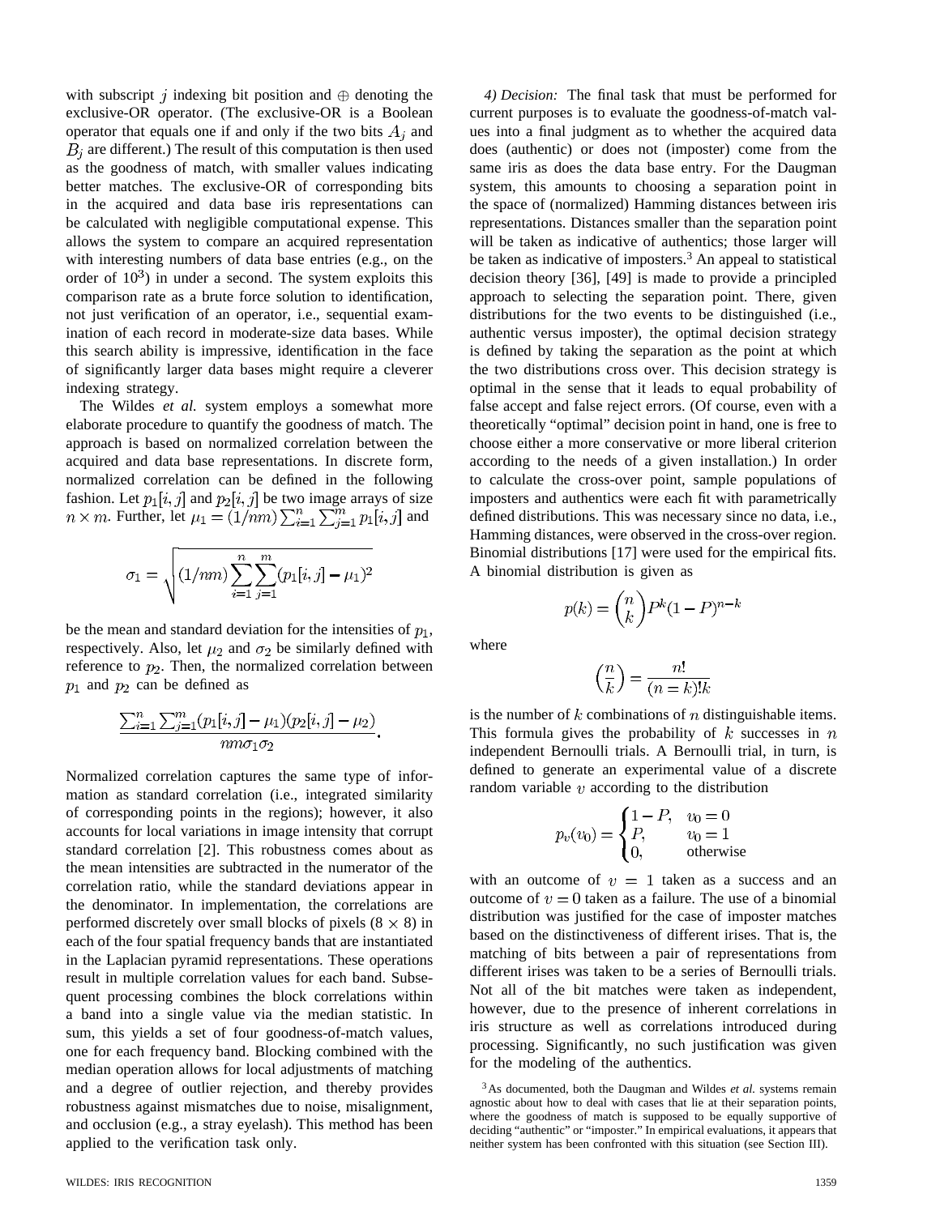with subscript $j$ indexing bit position and $\oplus$ denoting the exclusive-OR operator. (The exclusive-OR is a Boolean operator that equals one if and only if the two bits $A_j$ and $B_j$ are different.) The result of this computation is then used as the goodness of match, with smaller values indicating better matches. The exclusive-OR of corresponding bits in the acquired and data base iris representations can be calculated with negligible computational expense. This allows the system to compare an acquired representation with interesting numbers of data base entries (e.g., on the order of $10^3$) in under a second. The system exploits this comparison rate as a brute force solution to identification, not just verification of an operator, i.e., sequential examination of each record in moderate-size data bases. While this search ability is impressive, identification in the face of significantly larger data bases might require a cleverer indexing strategy.

The Wildes *et al.* system employs a somewhat more elaborate procedure to quantify the goodness of match. The approach is based on normalized correlation between the acquired and data base representations. In discrete form, normalized correlation can be defined in the following fashion. Let $p_1[i, j]$ and $p_2[i, j]$ be two image arrays of size $n \times m$. Further, let $\mu_1 = (1/nm) \sum_{i=1}^{n} \sum_{j=1}^{m} p_1[i, j]$ and

$$\sigma_1 = \sqrt{(1/nm) \sum_{i=1}^{n} \sum_{j=1}^{m} (p_1[i, j] - \mu_1)^2}$$

be the mean and standard deviation for the intensities of $p_1$, respectively. Also, let $\mu_2$ and $\sigma_2$ be similarly defined with reference to $p_2$. Then, the normalized correlation between $p_1$ and $p_2$ can be defined as

$$\frac{\sum_{i=1}^{n} \sum_{j=1}^{m} (p_1[i, j] - \mu_1)(p_2[i, j] - \mu_2)}{nm\sigma_1\sigma_2}.$$

Normalized correlation captures the same type of information as standard correlation (i.e., integrated similarity of corresponding points in the regions); however, it also accounts for local variations in image intensity that corrupt standard correlation [2]. This robustness comes about as the mean intensities are subtracted in the numerator of the correlation ratio, while the standard deviations appear in the denominator. In implementation, the correlations are performed discretely over small blocks of pixels ($8 \times 8$) in each of the four spatial frequency bands that are instantiated in the Laplacian pyramid representations. These operations result in multiple correlation values for each band. Subsequent processing combines the block correlations within a band into a single value via the median statistic. In sum, this yields a set of four goodness-of-match values, one for each frequency band. Blocking combined with the median operation allows for local adjustments of matching and a degree of outlier rejection, and thereby provides robustness against mismatches due to noise, misalignment, and occlusion (e.g., a stray eyelash). This method has been applied to the verification task only.

*4) Decision:* The final task that must be performed for current purposes is to evaluate the goodness-of-match values into a final judgment as to whether the acquired data does (authentic) or does not (imposter) come from the same iris as does the data base entry. For the Daugman system, this amounts to choosing a separation point in the space of (normalized) Hamming distances between iris representations. Distances smaller than the separation point will be taken as indicative of authentics; those larger will be taken as indicative of imposters.[3] An appeal to statistical decision theory [36], [49] is made to provide a principled approach to selecting the separation point. There, given distributions for the two events to be distinguished (i.e., authentic versus imposter), the optimal decision strategy is defined by taking the separation as the point at which the two distributions cross over. This decision strategy is optimal in the sense that it leads to equal probability of false accept and false reject errors. (Of course, even with a theoretically "optimal" decision point in hand, one is free to choose either a more conservative or more liberal criterion according to the needs of a given installation.) In order to calculate the cross-over point, sample populations of imposters and authentics were each fit with parametrically defined distributions. This was necessary since no data, i.e., Hamming distances, were observed in the cross-over region. Binomial distributions [17] were used for the empirical fits. A binomial distribution is given as

$$p(k) = \binom{n}{k} P^k (1 - P)^{n-k}$$

where

$$\binom{n}{k} = \frac{n!}{(n = k)!k}$$

is the number of $k$ combinations of $n$ distinguishable items. This formula gives the probability of $k$ successes in $n$ independent Bernoulli trials. A Bernoulli trial, in turn, is defined to generate an experimental value of a discrete random variable $v$ according to the distribution

$$p_v(v_0) = \begin{cases} 1 - P, & v_0 = 0 \\ P, & v_0 = 1 \\ 0, & \text{otherwise} \end{cases}$$

with an outcome of $v = 1$ taken as a success and an outcome of $v = 0$ taken as a failure. The use of a binomial distribution was justified for the case of imposter matches based on the distinctiveness of different irises. That is, the matching of bits between a pair of representations from different irises was taken to be a series of Bernoulli trials. Not all of the bit matches were taken as independent, however, due to the presence of inherent correlations in iris structure as well as correlations introduced during processing. Significantly, no such justification was given for the modeling of the authentics.

[3] As documented, both the Daugman and Wildes *et al.* systems remain agnostic about how to deal with cases that lie at their separation points, where the goodness of match is supposed to be equally supportive of deciding "authentic" or "imposter." In empirical evaluations, it appears that neither system has been confronted with this situation (see Section III).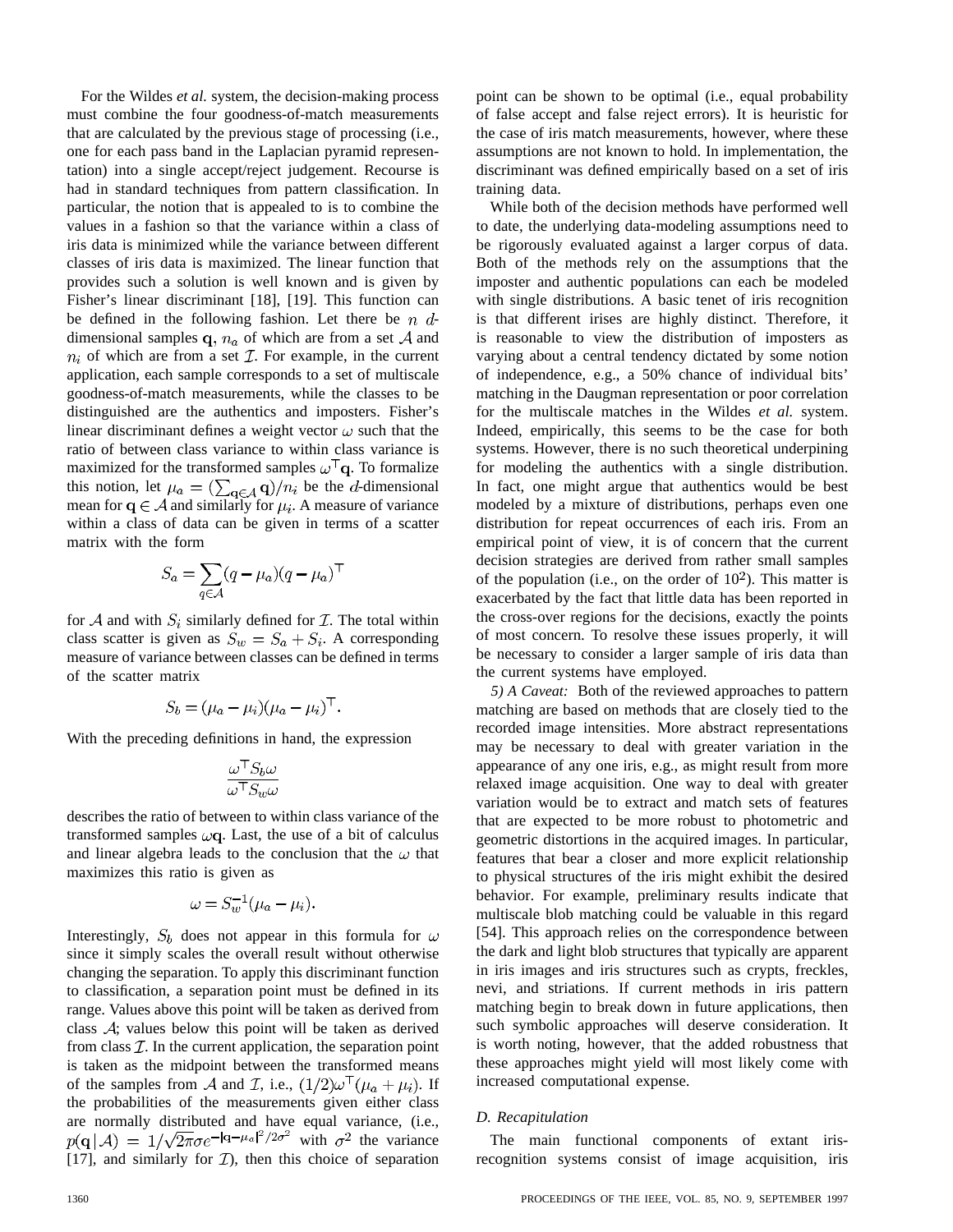For the Wildes *et al.* system, the decision-making process must combine the four goodness-of-match measurements that are calculated by the previous stage of processing (i.e., one for each pass band in the Laplacian pyramid representation) into a single accept/reject judgement. Recourse is had in standard techniques from pattern classification. In particular, the notion that is appealed to is to combine the values in a fashion so that the variance within a class of iris data is minimized while the variance between different classes of iris data is maximized. The linear function that provides such a solution is well known and is given by Fisher's linear discriminant [18], [19]. This function can be defined in the following fashion. Let there be $n$ $d$-dimensional samples $\mathbf{q}$, $n_a$ of which are from a set $\mathcal{A}$ and $n_i$ of which are from a set $\mathcal{I}$. For example, in the current application, each sample corresponds to a set of multiscale goodness-of-match measurements, while the classes to be distinguished are the authentics and imposters. Fisher's linear discriminant defines a weight vector $\omega$ such that the ratio of between class variance to within class variance is maximized for the transformed samples $\omega^{\top}\mathbf{q}$. To formalize this notion, let $\mu_a = (\sum_{\mathbf{q}\in\mathcal{A}} \mathbf{q})/n_i$ be the $d$-dimensional mean for $\mathbf{q} \in \mathcal{A}$ and similarly for $\mu_i$. A measure of variance within a class of data can be given in terms of a scatter matrix with the form

$$S_a = \sum_{q\in\mathcal{A}} (q - \mu_a)(q - \mu_a)^{\top}$$

for $\mathcal{A}$ and with $S_i$ similarly defined for $\mathcal{I}$. The total within class scatter is given as $S_w = S_a + S_i$. A corresponding measure of variance between classes can be defined in terms of the scatter matrix

$$S_b = (\mu_a - \mu_i)(\mu_a - \mu_i)^{\top}.$$

With the preceding definitions in hand, the expression

$$\frac{\omega^{\top} S_b \omega}{\omega^{\top} S_w \omega}$$

describes the ratio of between to within class variance of the transformed samples $\omega\mathbf{q}$. Last, the use of a bit of calculus and linear algebra leads to the conclusion that the $\omega$ that maximizes this ratio is given as

$$\omega = S_w^{-1}(\mu_a - \mu_i).$$

Interestingly, $S_b$ does not appear in this formula for $\omega$ since it simply scales the overall result without otherwise changing the separation. To apply this discriminant function to classification, a separation point must be defined in its range. Values above this point will be taken as derived from class $\mathcal{A}$; values below this point will be taken as derived from class $\mathcal{I}$. In the current application, the separation point is taken as the midpoint between the transformed means of the samples from $\mathcal{A}$ and $\mathcal{I}$, i.e., $(1/2)\omega^{\top}(\mu_a + \mu_i)$. If the probabilities of the measurements given either class are normally distributed and have equal variance, (i.e., $p(\mathbf{q}\,|\,\mathcal{A}) = 1/\sqrt{2\pi}\sigma e^{-|\mathbf{q}-\mu_a|^2/2\sigma^2}$ with $\sigma^2$ the variance [17], and similarly for $\mathcal{I}$), then this choice of separation point can be shown to be optimal (i.e., equal probability of false accept and false reject errors). It is heuristic for the case of iris match measurements, however, where these assumptions are not known to hold. In implementation, the discriminant was defined empirically based on a set of iris training data.

While both of the decision methods have performed well to date, the underlying data-modeling assumptions need to be rigorously evaluated against a larger corpus of data. Both of the methods rely on the assumptions that the imposter and authentic populations can each be modeled with single distributions. A basic tenet of iris recognition is that different irises are highly distinct. Therefore, it is reasonable to view the distribution of imposters as varying about a central tendency dictated by some notion of independence, e.g., a 50% chance of individual bits' matching in the Daugman representation or poor correlation for the multiscale matches in the Wildes *et al.* system. Indeed, empirically, this seems to be the case for both systems. However, there is no such theoretical underpining for modeling the authentics with a single distribution. In fact, one might argue that authentics would be best modeled by a mixture of distributions, perhaps even one distribution for repeat occurrences of each iris. From an empirical point of view, it is of concern that the current decision strategies are derived from rather small samples of the population (i.e., on the order of $10^2$). This matter is exacerbated by the fact that little data has been reported in the cross-over regions for the decisions, exactly the points of most concern. To resolve these issues properly, it will be necessary to consider a larger sample of iris data than the current systems have employed.

*5) A Caveat:* Both of the reviewed approaches to pattern matching are based on methods that are closely tied to the recorded image intensities. More abstract representations may be necessary to deal with greater variation in the appearance of any one iris, e.g., as might result from more relaxed image acquisition. One way to deal with greater variation would be to extract and match sets of features that are expected to be more robust to photometric and geometric distortions in the acquired images. In particular, features that bear a closer and more explicit relationship to physical structures of the iris might exhibit the desired behavior. For example, preliminary results indicate that multiscale blob matching could be valuable in this regard [54]. This approach relies on the correspondence between the dark and light blob structures that typically are apparent in iris images and iris structures such as crypts, freckles, nevi, and striations. If current methods in iris pattern matching begin to break down in future applications, then such symbolic approaches will deserve consideration. It is worth noting, however, that the added robustness that these approaches might yield will most likely come with increased computational expense.

### D. Recapitulation

The main functional components of extant iris-recognition systems consist of image acquisition, iris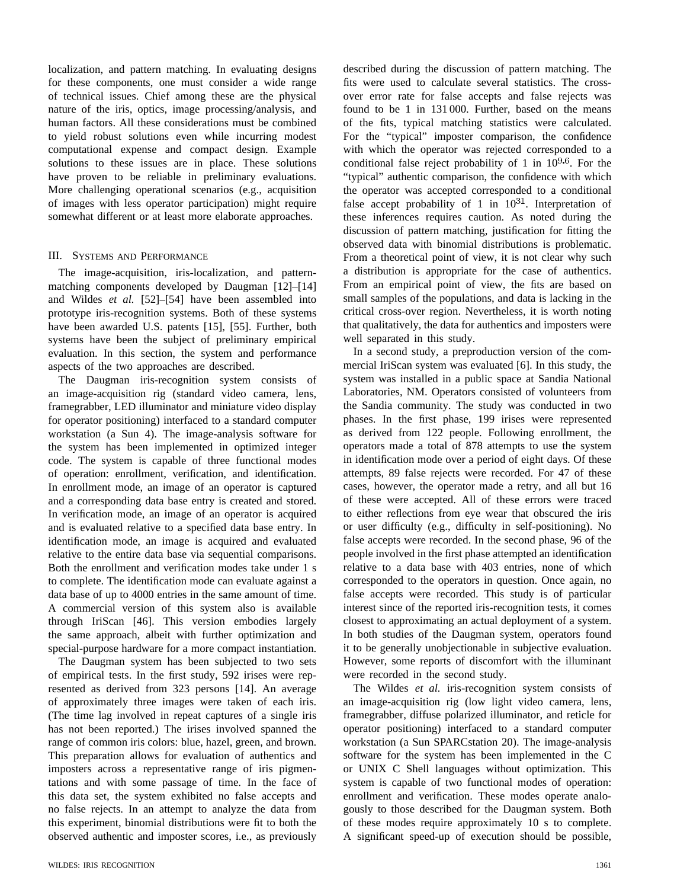localization, and pattern matching. In evaluating designs for these components, one must consider a wide range of technical issues. Chief among these are the physical nature of the iris, optics, image processing/analysis, and human factors. All these considerations must be combined to yield robust solutions even while incurring modest computational expense and compact design. Example solutions to these issues are in place. These solutions have proven to be reliable in preliminary evaluations. More challenging operational scenarios (e.g., acquisition of images with less operator participation) might require somewhat different or at least more elaborate approaches.

## III. Systems and Performance

The image-acquisition, iris-localization, and pattern-matching components developed by Daugman [12]–[14] and Wildes *et al.* [52]–[54] have been assembled into prototype iris-recognition systems. Both of these systems have been awarded U.S. patents [15], [55]. Further, both systems have been the subject of preliminary empirical evaluation. In this section, the system and performance aspects of the two approaches are described.

The Daugman iris-recognition system consists of an image-acquisition rig (standard video camera, lens, framegrabber, LED illuminator and miniature video display for operator positioning) interfaced to a standard computer workstation (a Sun 4). The image-analysis software for the system has been implemented in optimized integer code. The system is capable of three functional modes of operation: enrollment, verification, and identification. In enrollment mode, an image of an operator is captured and a corresponding data base entry is created and stored. In verification mode, an image of an operator is acquired and is evaluated relative to a specified data base entry. In identification mode, an image is acquired and evaluated relative to the entire data base via sequential comparisons. Both the enrollment and verification modes take under 1 s to complete. The identification mode can evaluate against a data base of up to 4000 entries in the same amount of time. A commercial version of this system also is available through IriScan [46]. This version embodies largely the same approach, albeit with further optimization and special-purpose hardware for a more compact instantiation.

The Daugman system has been subjected to two sets of empirical tests. In the first study, 592 irises were represented as derived from 323 persons [14]. An average of approximately three images were taken of each iris. (The time lag involved in repeat captures of a single iris has not been reported.) The irises involved spanned the range of common iris colors: blue, hazel, green, and brown. This preparation allows for evaluation of authentics and imposters across a representative range of iris pigmentations and with some passage of time. In the face of this data set, the system exhibited no false accepts and no false rejects. In an attempt to analyze the data from this experiment, binomial distributions were fit to both the observed authentic and imposter scores, i.e., as previously described during the discussion of pattern matching. The fits were used to calculate several statistics. The cross-over error rate for false accepts and false rejects was found to be 1 in 131 000. Further, based on the means of the fits, typical matching statistics were calculated. For the "typical" imposter comparison, the confidence with which the operator was rejected corresponded to a conditional false reject probability of 1 in $10^{9.6}$. For the "typical" authentic comparison, the confidence with which the operator was accepted corresponded to a conditional false accept probability of 1 in $10^{31}$. Interpretation of these inferences requires caution. As noted during the discussion of pattern matching, justification for fitting the observed data with binomial distributions is problematic. From a theoretical point of view, it is not clear why such a distribution is appropriate for the case of authentics. From an empirical point of view, the fits are based on small samples of the populations, and data is lacking in the critical cross-over region. Nevertheless, it is worth noting that qualitatively, the data for authentics and imposters were well separated in this study.

In a second study, a preproduction version of the commercial IriScan system was evaluated [6]. In this study, the system was installed in a public space at Sandia National Laboratories, NM. Operators consisted of volunteers from the Sandia community. The study was conducted in two phases. In the first phase, 199 irises were represented as derived from 122 people. Following enrollment, the operators made a total of 878 attempts to use the system in identification mode over a period of eight days. Of these attempts, 89 false rejects were recorded. For 47 of these cases, however, the operator made a retry, and all but 16 of these were accepted. All of these errors were traced to either reflections from eye wear that obscured the iris or user difficulty (e.g., difficulty in self-positioning). No false accepts were recorded. In the second phase, 96 of the people involved in the first phase attempted an identification relative to a data base with 403 entries, none of which corresponded to the operators in question. Once again, no false accepts were recorded. This study is of particular interest since of the reported iris-recognition tests, it comes closest to approximating an actual deployment of a system. In both studies of the Daugman system, operators found it to be generally unobjectionable in subjective evaluation. However, some reports of discomfort with the illuminant were recorded in the second study.

The Wildes *et al.* iris-recognition system consists of an image-acquisition rig (low light video camera, lens, framegrabber, diffuse polarized illuminator, and reticle for operator positioning) interfaced to a standard computer workstation (a Sun SPARCstation 20). The image-analysis software for the system has been implemented in the C or UNIX C Shell languages without optimization. This system is capable of two functional modes of operation: enrollment and verification. These modes operate analogously to those described for the Daugman system. Both of these modes require approximately 10 s to complete. A significant speed-up of execution should be possible,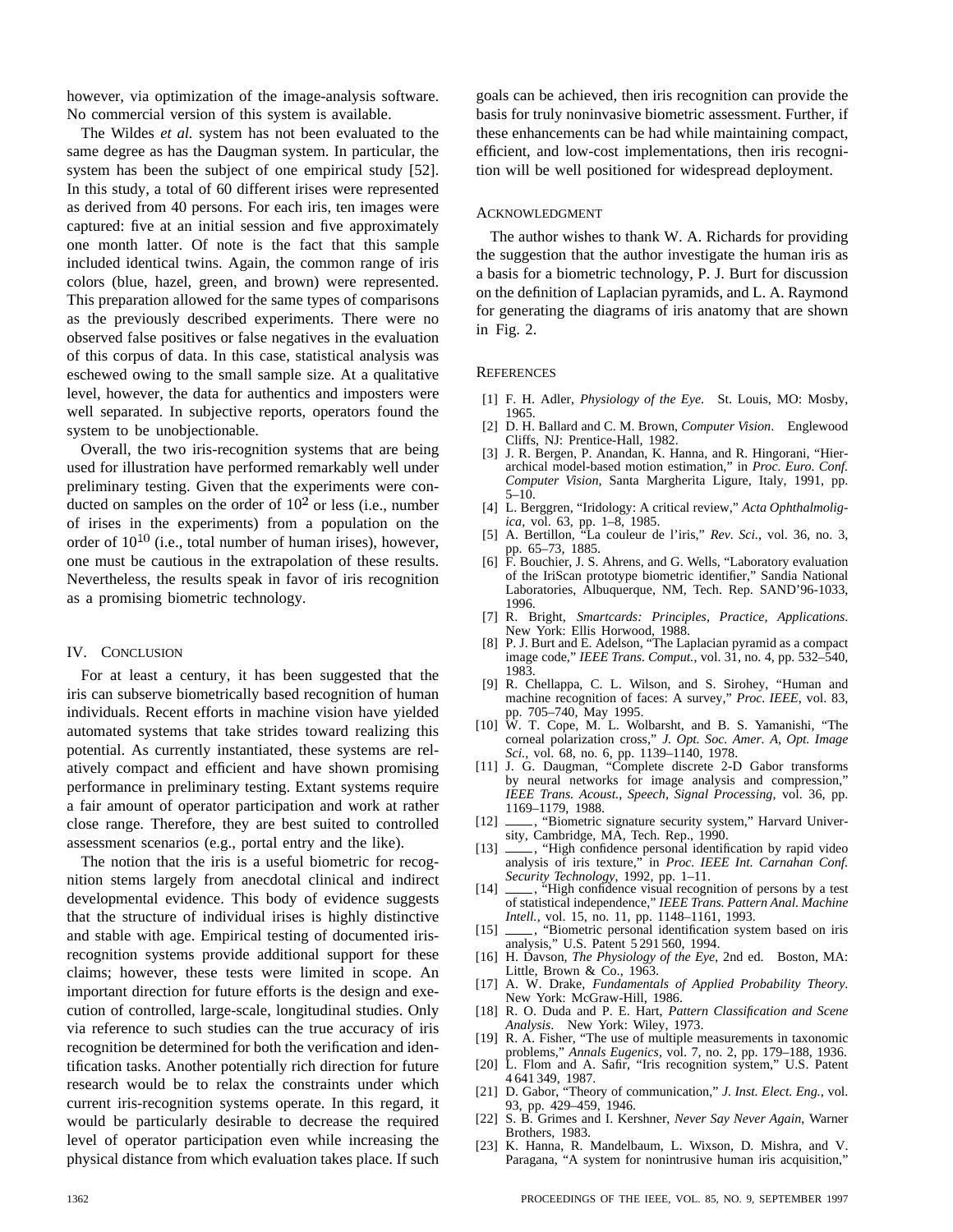however, via optimization of the image-analysis software. No commercial version of this system is available.

The Wildes *et al.* system has not been evaluated to the same degree as has the Daugman system. In particular, the system has been the subject of one empirical study [52]. In this study, a total of 60 different irises were represented as derived from 40 persons. For each iris, ten images were captured: five at an initial session and five approximately one month latter. Of note is the fact that this sample included identical twins. Again, the common range of iris colors (blue, hazel, green, and brown) were represented. This preparation allowed for the same types of comparisons as the previously described experiments. There were no observed false positives or false negatives in the evaluation of this corpus of data. In this case, statistical analysis was eschewed owing to the small sample size. At a qualitative level, however, the data for authentics and imposters were well separated. In subjective reports, operators found the system to be unobjectionable.

Overall, the two iris-recognition systems that are being used for illustration have performed remarkably well under preliminary testing. Given that the experiments were conducted on samples on the order of $10^2$ or less (i.e., number of irises in the experiments) from a population on the order of $10^{10}$ (i.e., total number of human irises), however, one must be cautious in the extrapolation of these results. Nevertheless, the results speak in favor of iris recognition as a promising biometric technology.

## IV. Conclusion

For at least a century, it has been suggested that the iris can subserve biometrically based recognition of human individuals. Recent efforts in machine vision have yielded automated systems that take strides toward realizing this potential. As currently instantiated, these systems are relatively compact and efficient and have shown promising performance in preliminary testing. Extant systems require a fair amount of operator participation and work at rather close range. Therefore, they are best suited to controlled assessment scenarios (e.g., portal entry and the like).

The notion that the iris is a useful biometric for recognition stems largely from anecdotal clinical and indirect developmental evidence. This body of evidence suggests that the structure of individual irises is highly distinctive and stable with age. Empirical testing of documented iris-recognition systems provide additional support for these claims; however, these tests were limited in scope. An important direction for future efforts is the design and execution of controlled, large-scale, longitudinal studies. Only via reference to such studies can the true accuracy of iris recognition be determined for both the verification and identification tasks. Another potentially rich direction for future research would be to relax the constraints under which current iris-recognition systems operate. In this regard, it would be particularly desirable to decrease the required level of operator participation even while increasing the physical distance from which evaluation takes place. If such goals can be achieved, then iris recognition can provide the basis for truly noninvasive biometric assessment. Further, if these enhancements can be had while maintaining compact, efficient, and low-cost implementations, then iris recognition will be well positioned for widespread deployment.

## Acknowledgment

The author wishes to thank W. A. Richards for providing the suggestion that the author investigate the human iris as a basis for a biometric technology, P. J. Burt for discussion on the definition of Laplacian pyramids, and L. A. Raymond for generating the diagrams of iris anatomy that are shown in Fig. 2.

## References

[1] F. H. Adler, *Physiology of the Eye*. St. Louis, MO: Mosby, 1965.

[2] D. H. Ballard and C. M. Brown, *Computer Vision*. Englewood Cliffs, NJ: Prentice-Hall, 1982.

[3] J. R. Bergen, P. Anandan, K. Hanna, and R. Hingorani, "Hierarchical model-based motion estimation," in *Proc. Euro. Conf. Computer Vision*, Santa Margherita Ligure, Italy, 1991, pp. 5–10.

[4] L. Berggren, "Iridology: A critical review," *Acta Ophthalmoligica*, vol. 63, pp. 1–8, 1985.

[5] A. Bertillon, "La couleur de l'iris," *Rev. Sci.*, vol. 36, no. 3, pp. 65–73, 1885.

[6] F. Bouchier, J. S. Ahrens, and G. Wells, "Laboratory evaluation of the IriScan prototype biometric identifier," Sandia National Laboratories, Albuquerque, NM, Tech. Rep. SAND'96-1033, 1996.

[7] R. Bright, *Smartcards: Principles, Practice, Applications*. New York: Ellis Horwood, 1988.

[8] P. J. Burt and E. Adelson, "The Laplacian pyramid as a compact image code," *IEEE Trans. Comput.*, vol. 31, no. 4, pp. 532–540, 1983.

[9] R. Chellappa, C. L. Wilson, and S. Sirohey, "Human and machine recognition of faces: A survey," *Proc. IEEE*, vol. 83, pp. 705–740, May 1995.

[10] W. T. Cope, M. L. Wolbarsht, and B. S. Yamanishi, "The corneal polarization cross," *J. Opt. Soc. Amer. A, Opt. Image Sci.*, vol. 68, no. 6, pp. 1139–1140, 1978.

[11] J. G. Daugman, "Complete discrete 2-D Gabor transforms by neural networks for image analysis and compression," *IEEE Trans. Acoust., Speech, Signal Processing*, vol. 36, pp. 1169–1179, 1988.

[12] ——, "Biometric signature security system," Harvard University, Cambridge, MA, Tech. Rep., 1990.

[13] ——, "High confidence personal identification by rapid video analysis of iris texture," in *Proc. IEEE Int. Carnahan Conf. Security Technology*, 1992, pp. 1–11.

[14] ——, "High confidence visual recognition of persons by a test of statistical independence," *IEEE Trans. Pattern Anal. Machine Intell.*, vol. 15, no. 11, pp. 1148–1161, 1993.

[15] ——, "Biometric personal identification system based on iris analysis," U.S. Patent 5 291 560, 1994.

[16] H. Davson, *The Physiology of the Eye*, 2nd ed. Boston, MA: Little, Brown & Co., 1963.

[17] A. W. Drake, *Fundamentals of Applied Probability Theory*. New York: McGraw-Hill, 1986.

[18] R. O. Duda and P. E. Hart, *Pattern Classification and Scene Analysis*. New York: Wiley, 1973.

[19] R. A. Fisher, "The use of multiple measurements in taxonomic problems," *Annals Eugenics*, vol. 7, no. 2, pp. 179–188, 1936.

[20] L. Flom and A. Safir, "Iris recognition system," U.S. Patent 4 641 349, 1987.

[21] D. Gabor, "Theory of communication," *J. Inst. Elect. Eng.*, vol. 93, pp. 429–459, 1946.

[22] S. B. Grimes and I. Kershner, *Never Say Never Again*, Warner Brothers, 1983.

[23] K. Hanna, R. Mandelbaum, L. Wixson, D. Mishra, and V. Paragana, "A system for nonintrusive human iris acquisition,"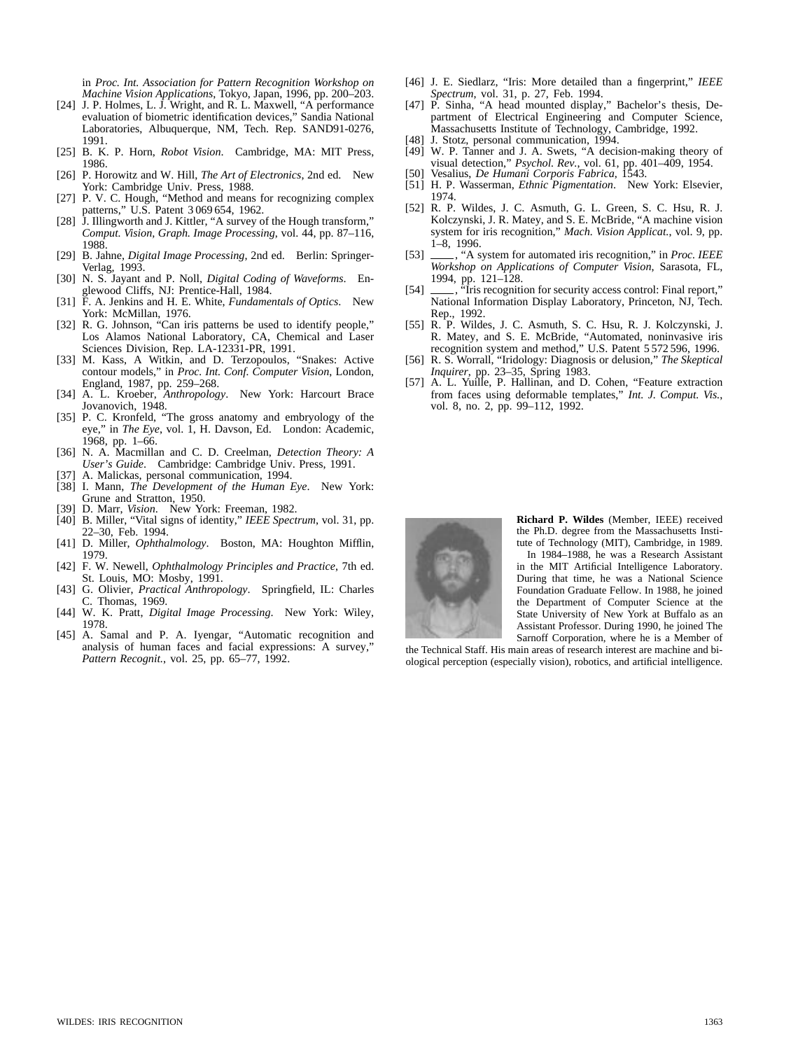in *Proc. Int. Association for Pattern Recognition Workshop on Machine Vision Applications*, Tokyo, Japan, 1996, pp. 200–203.

[24] J. P. Holmes, L. J. Wright, and R. L. Maxwell, "A performance evaluation of biometric identification devices," Sandia National Laboratories, Albuquerque, NM, Tech. Rep. SAND91-0276, 1991.

[25] B. K. P. Horn, *Robot Vision*. Cambridge, MA: MIT Press, 1986.

[26] P. Horowitz and W. Hill, *The Art of Electronics*, 2nd ed. New York: Cambridge Univ. Press, 1988.

[27] P. V. C. Hough, "Method and means for recognizing complex patterns," U.S. Patent 3 069 654, 1962.

[28] J. Illingworth and J. Kittler, "A survey of the Hough transform," *Comput. Vision, Graph. Image Processing*, vol. 44, pp. 87–116, 1988.

[29] B. Jahne, *Digital Image Processing*, 2nd ed. Berlin: Springer-Verlag, 1993.

[30] N. S. Jayant and P. Noll, *Digital Coding of Waveforms*. Englewood Cliffs, NJ: Prentice-Hall, 1984.

[31] F. A. Jenkins and H. E. White, *Fundamentals of Optics*. New York: McMillan, 1976.

[32] R. G. Johnson, "Can iris patterns be used to identify people," Los Alamos National Laboratory, CA, Chemical and Laser Sciences Division, Rep. LA-12331-PR, 1991.

[33] M. Kass, A Witkin, and D. Terzopoulos, "Snakes: Active contour models," in *Proc. Int. Conf. Computer Vision*, London, England, 1987, pp. 259–268.

[34] A. L. Kroeber, *Anthropology*. New York: Harcourt Brace Jovanovich, 1948.

[35] P. C. Kronfeld, "The gross anatomy and embryology of the eye," in *The Eye*, vol. 1, H. Davson, Ed. London: Academic, 1968, pp. 1–66.

[36] N. A. Macmillan and C. D. Creelman, *Detection Theory: A User's Guide*. Cambridge: Cambridge Univ. Press, 1991.

[37] A. Malickas, personal communication, 1994.

[38] I. Mann, *The Development of the Human Eye*. New York: Grune and Stratton, 1950.

[39] D. Marr, *Vision*. New York: Freeman, 1982.

[40] B. Miller, "Vital signs of identity," *IEEE Spectrum*, vol. 31, pp. 22–30, Feb. 1994.

[41] D. Miller, *Ophthalmology*. Boston, MA: Houghton Mifflin, 1979.

[42] F. W. Newell, *Ophthalmology Principles and Practice*, 7th ed. St. Louis, MO: Mosby, 1991.

[43] G. Olivier, *Practical Anthropology*. Springfield, IL: Charles C. Thomas, 1969.

[44] W. K. Pratt, *Digital Image Processing*. New York: Wiley, 1978.

[45] A. Samal and P. A. Iyengar, "Automatic recognition and analysis of human faces and facial expressions: A survey," *Pattern Recognit.*, vol. 25, pp. 65–77, 1992.

[46] J. E. Siedlarz, "Iris: More detailed than a fingerprint," *IEEE Spectrum*, vol. 31, p. 27, Feb. 1994.

[47] P. Sinha, "A head mounted display," Bachelor's thesis, Department of Electrical Engineering and Computer Science, Massachusetts Institute of Technology, Cambridge, 1992.

[48] J. Stotz, personal communication, 1994.

[49] W. P. Tanner and J. A. Swets, "A decision-making theory of visual detection," *Psychol. Rev.*, vol. 61, pp. 401–409, 1954.

[50] Vesalius, *De Humani Corporis Fabrica*, 1543.

[51] H. P. Wasserman, *Ethnic Pigmentation*. New York: Elsevier, 1974.

[52] R. P. Wildes, J. C. Asmuth, G. L. Green, S. C. Hsu, R. J. Kolczynski, J. R. Matey, and S. E. McBride, "A machine vision system for iris recognition," *Mach. Vision Applicat.*, vol. 9, pp. 1–8, 1996.

[53] ____, "A system for automated iris recognition," in *Proc. IEEE Workshop on Applications of Computer Vision*, Sarasota, FL, 1994, pp. 121–128.

[54] ____, "Iris recognition for security access control: Final report," National Information Display Laboratory, Princeton, NJ, Tech. Rep., 1992.

[55] R. P. Wildes, J. C. Asmuth, S. C. Hsu, R. J. Kolczynski, J. R. Matey, and S. E. McBride, "Automated, noninvasive iris recognition system and method," U.S. Patent 5 572 596, 1996.

[56] R. S. Worrall, "Iridology: Diagnosis or delusion," *The Skeptical Inquirer*, pp. 23–35, Spring 1983.

[57] A. L. Yuille, P. Hallinan, and D. Cohen, "Feature extraction from faces using deformable templates," *Int. J. Comput. Vis.*, vol. 8, no. 2, pp. 99–112, 1992.

**Richard P. Wildes** (Member, IEEE) received the Ph.D. degree from the Massachusetts Institute of Technology (MIT), Cambridge, in 1989.

In 1984–1988, he was a Research Assistant in the MIT Artificial Intelligence Laboratory. During that time, he was a National Science Foundation Graduate Fellow. In 1988, he joined the Department of Computer Science at the State University of New York at Buffalo as an Assistant Professor. During 1990, he joined The Sarnoff Corporation, where he is a Member of the Technical Staff. His main areas of research interest are machine and biological perception (especially vision), robotics, and artificial intelligence.